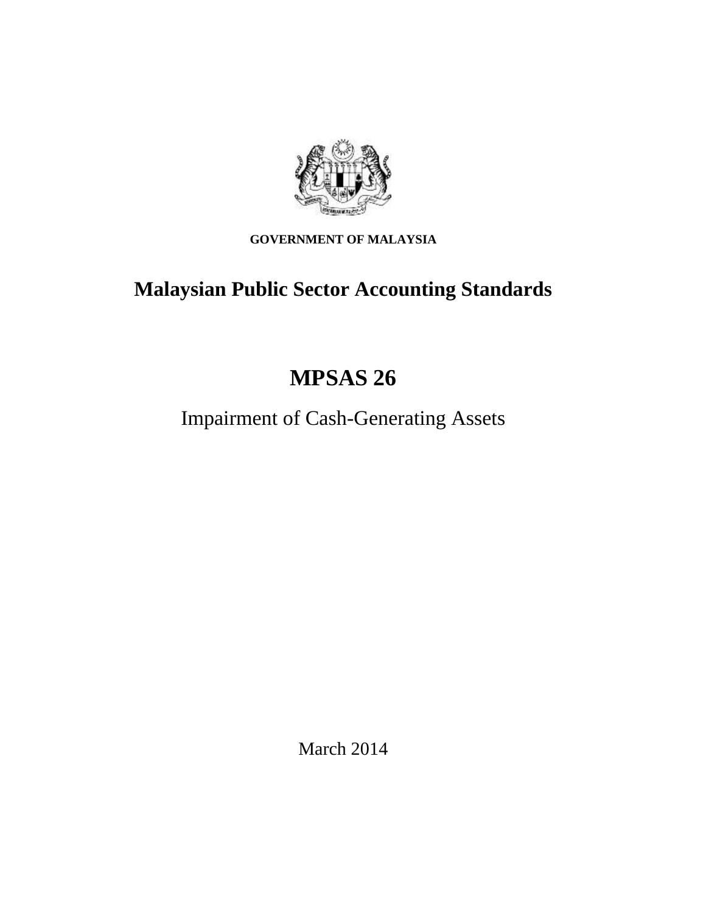**GOVERNMENT OF MALAYSIA**

# Malaysian Public Sector Accounting Standards

# MPSAS 26

## Impairment of Cash-Generating Assets

March 2014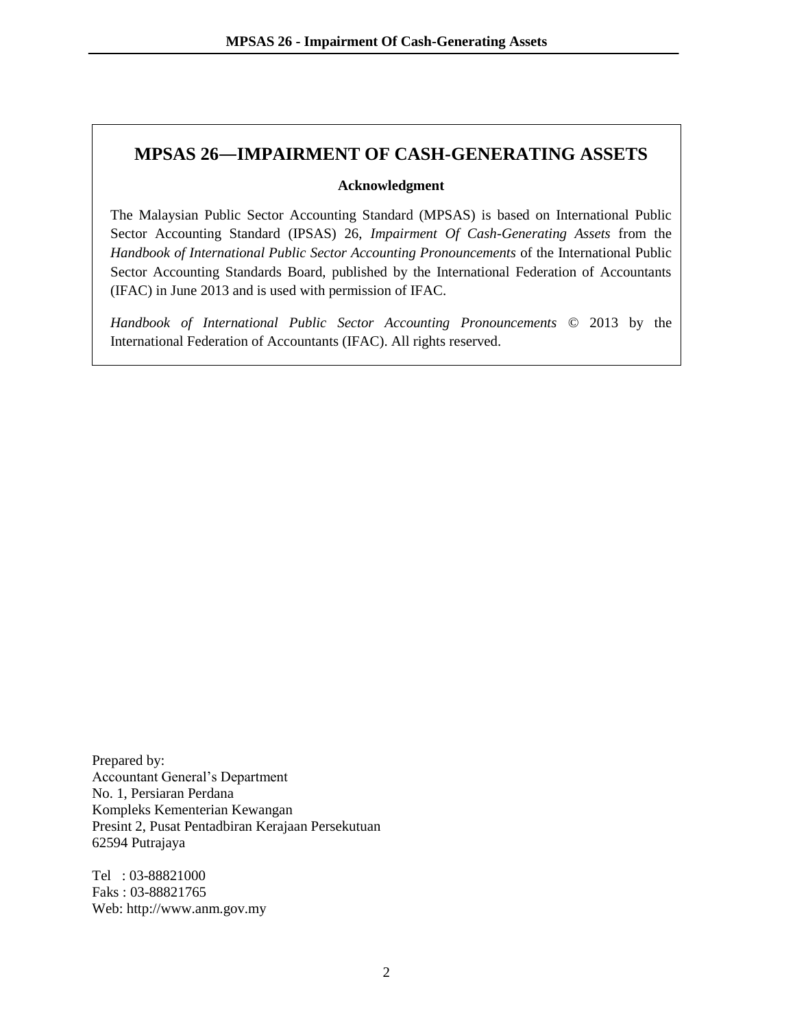# MPSAS 26—IMPAIRMENT OF CASH-GENERATING ASSETS

**Acknowledgment**

The Malaysian Public Sector Accounting Standard (MPSAS) is based on International Public Sector Accounting Standard (IPSAS) 26, *Impairment Of Cash-Generating Assets* from the *Handbook of International Public Sector Accounting Pronouncements* of the International Public Sector Accounting Standards Board, published by the International Federation of Accountants (IFAC) in June 2013 and is used with permission of IFAC.

*Handbook of International Public Sector Accounting Pronouncements* © 2013 by the International Federation of Accountants (IFAC). All rights reserved.

Prepared by:
Accountant General's Department
No. 1, Persiaran Perdana
Kompleks Kementerian Kewangan
Presint 2, Pusat Pentadbiran Kerajaan Persekutuan
62594 Putrajaya

Tel : 03-88821000
Faks : 03-88821765
Web: http://www.anm.gov.my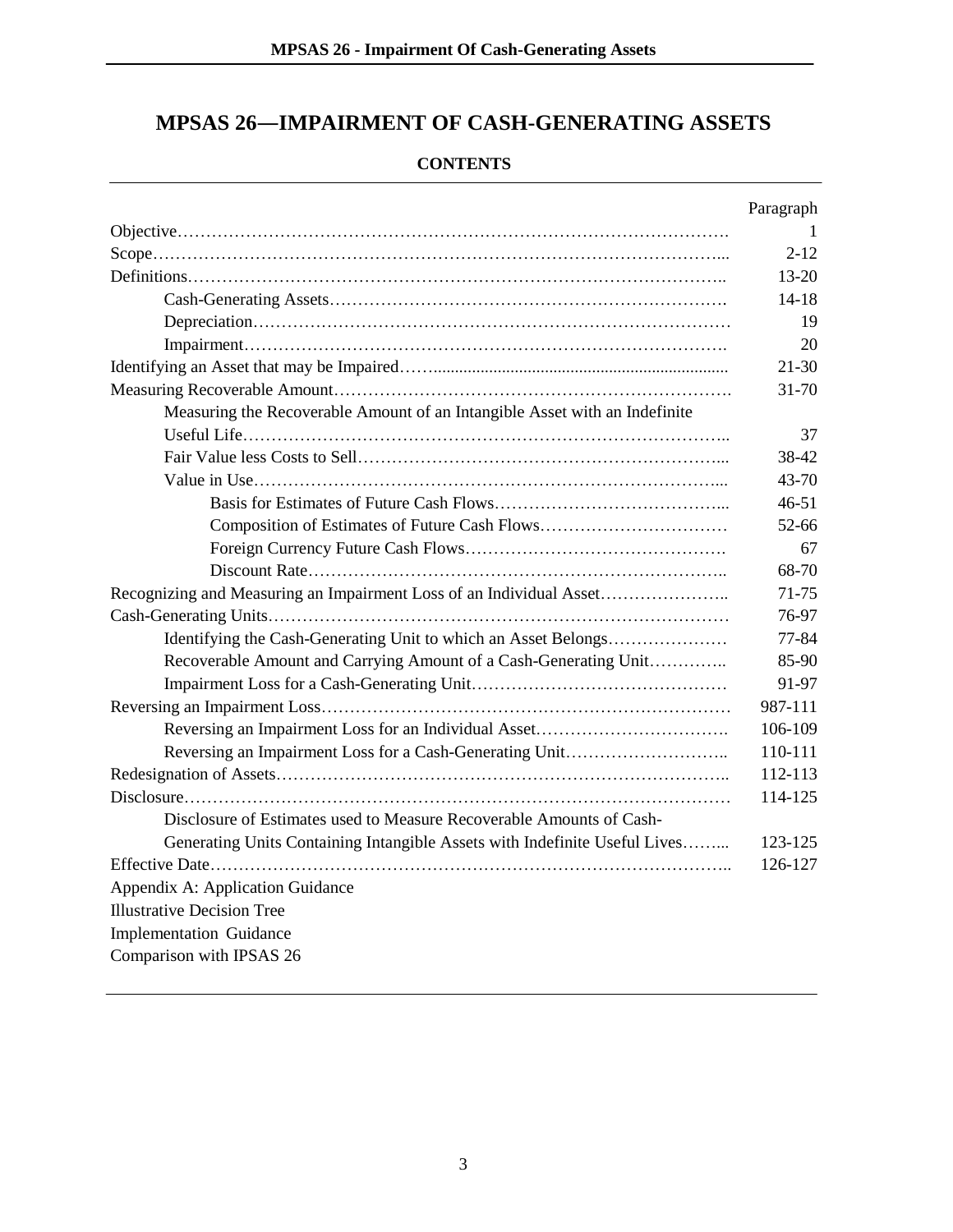# MPSAS 26—IMPAIRMENT OF CASH-GENERATING ASSETS

## CONTENTS

| | Paragraph |
|---|---|
| Objective | 1 |
| Scope | 2-12 |
| Definitions | 13-20 |
| Cash-Generating Assets | 14-18 |
| Depreciation | 19 |
| Impairment | 20 |
| Identifying an Asset that may be Impaired | 21-30 |
| Measuring Recoverable Amount | 31-70 |
| Measuring the Recoverable Amount of an Intangible Asset with an Indefinite Useful Life | 37 |
| Fair Value less Costs to Sell | 38-42 |
| Value in Use | 43-70 |
| Basis for Estimates of Future Cash Flows | 46-51 |
| Composition of Estimates of Future Cash Flows | 52-66 |
| Foreign Currency Future Cash Flows | 67 |
| Discount Rate | 68-70 |
| Recognizing and Measuring an Impairment Loss of an Individual Asset | 71-75 |
| Cash-Generating Units | 76-97 |
| Identifying the Cash-Generating Unit to which an Asset Belongs | 77-84 |
| Recoverable Amount and Carrying Amount of a Cash-Generating Unit | 85-90 |
| Impairment Loss for a Cash-Generating Unit | 91-97 |
| Reversing an Impairment Loss | 987-111 |
| Reversing an Impairment Loss for an Individual Asset | 106-109 |
| Reversing an Impairment Loss for a Cash-Generating Unit | 110-111 |
| Redesignation of Assets | 112-113 |
| Disclosure | 114-125 |
| Disclosure of Estimates used to Measure Recoverable Amounts of Cash-Generating Units Containing Intangible Assets with Indefinite Useful Lives | 123-125 |
| Effective Date | 126-127 |
| Appendix A: Application Guidance | |
| Illustrative Decision Tree | |
| Implementation Guidance | |
| Comparison with IPSAS 26 | |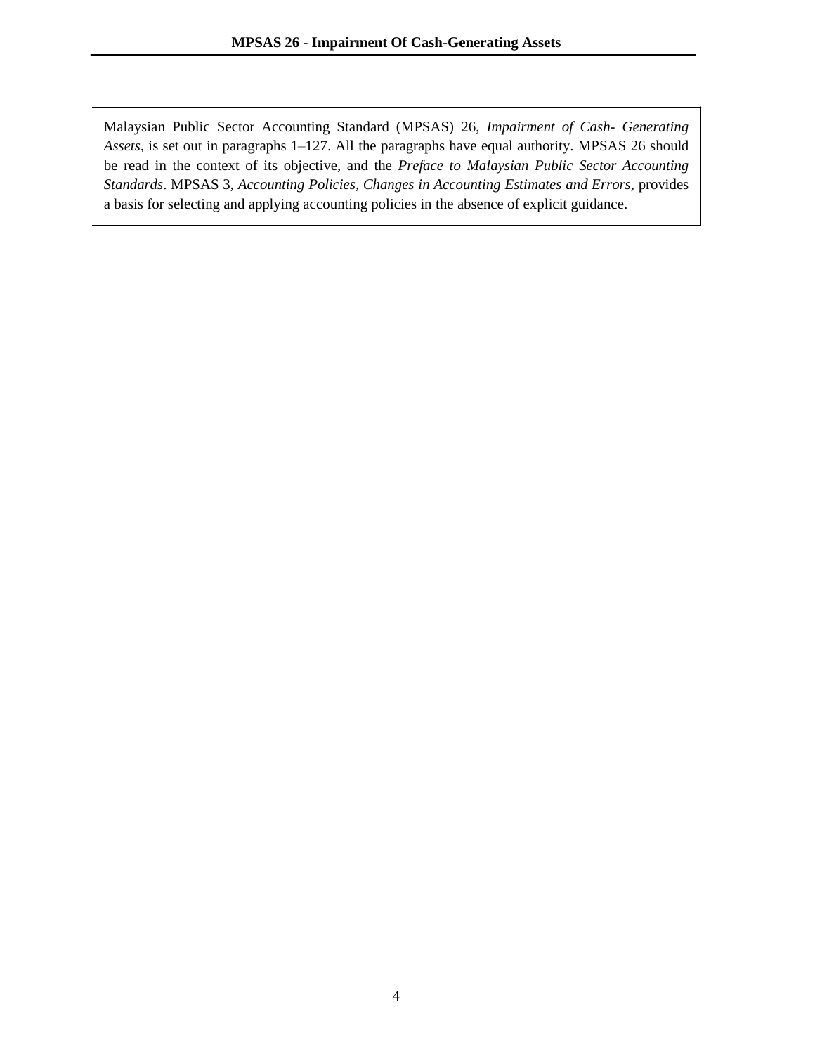Malaysian Public Sector Accounting Standard (MPSAS) 26, *Impairment of Cash- Generating Assets*, is set out in paragraphs 1–127. All the paragraphs have equal authority. MPSAS 26 should be read in the context of its objective, and the *Preface to Malaysian Public Sector Accounting Standards*. MPSAS 3, *Accounting Policies, Changes in Accounting Estimates and Errors*, provides a basis for selecting and applying accounting policies in the absence of explicit guidance.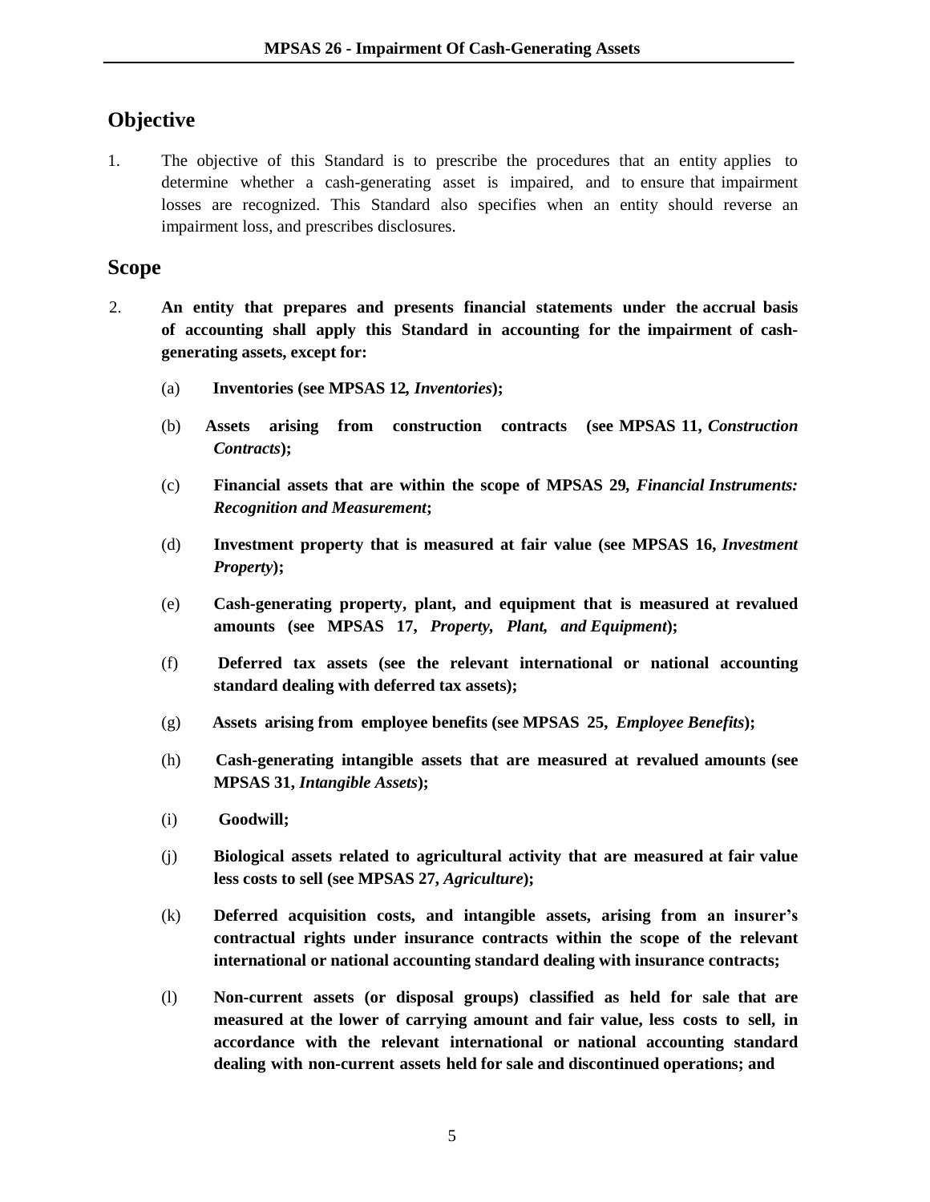## Objective

1. The objective of this Standard is to prescribe the procedures that an entity applies to determine whether a cash-generating asset is impaired, and to ensure that impairment losses are recognized. This Standard also specifies when an entity should reverse an impairment loss, and prescribes disclosures.

## Scope

2. **An entity that prepares and presents financial statements under the accrual basis of accounting shall apply this Standard in accounting for the impairment of cash-generating assets, except for:**

   (a) **Inventories (see MPSAS 12,** ***Inventories*****);**

   (b) **Assets arising from construction contracts (see MPSAS 11,** ***Construction Contracts*****);**

   (c) **Financial assets that are within the scope of MPSAS 29,** ***Financial Instruments: Recognition and Measurement*****;**

   (d) **Investment property that is measured at fair value (see MPSAS 16,** ***Investment Property*****);**

   (e) **Cash-generating property, plant, and equipment that is measured at revalued amounts (see MPSAS 17,** ***Property, Plant, and Equipment*****);**

   (f) **Deferred tax assets (see the relevant international or national accounting standard dealing with deferred tax assets);**

   (g) **Assets arising from employee benefits (see MPSAS 25,** ***Employee Benefits*****);**

   (h) **Cash-generating intangible assets that are measured at revalued amounts (see MPSAS 31,** ***Intangible Assets*****);**

   (i) **Goodwill;**

   (j) **Biological assets related to agricultural activity that are measured at fair value less costs to sell (see MPSAS 27,** ***Agriculture*****);**

   (k) **Deferred acquisition costs, and intangible assets, arising from an insurer's contractual rights under insurance contracts within the scope of the relevant international or national accounting standard dealing with insurance contracts;**

   (l) **Non-current assets (or disposal groups) classified as held for sale that are measured at the lower of carrying amount and fair value, less costs to sell, in accordance with the relevant international or national accounting standard dealing with non-current assets held for sale and discontinued operations; and**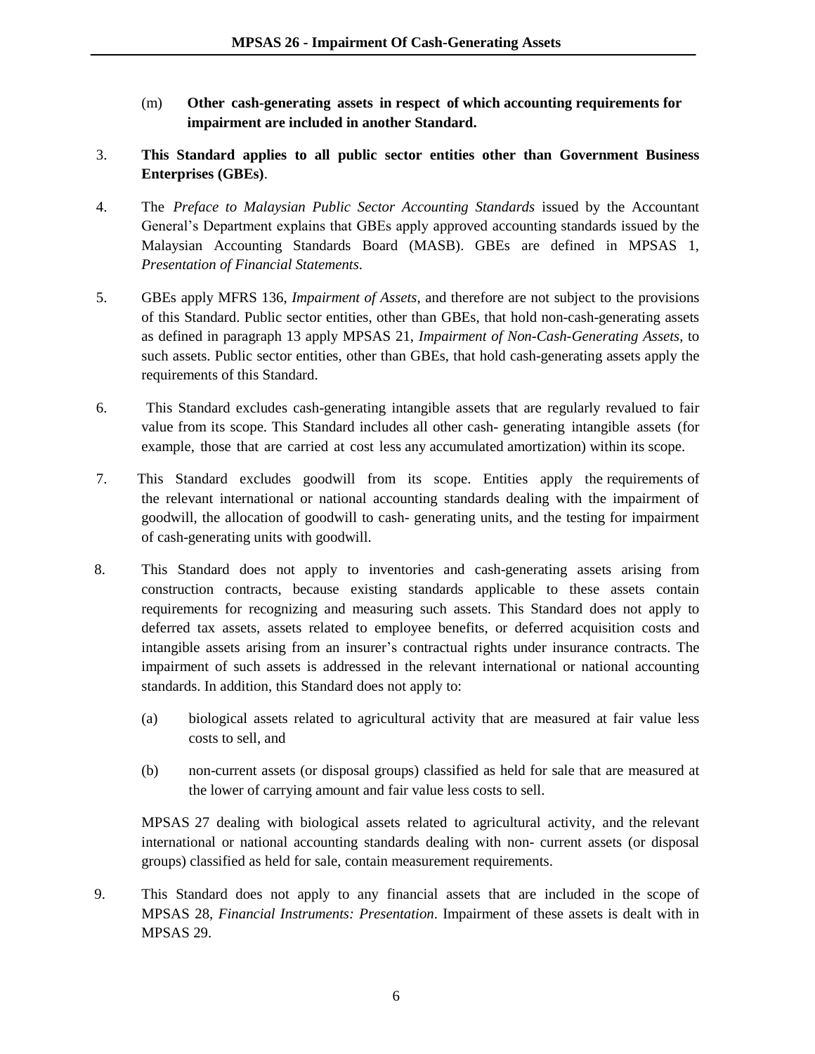(m) **Other cash-generating assets in respect of which accounting requirements for impairment are included in another Standard.**

3. **This Standard applies to all public sector entities other than Government Business Enterprises (GBEs)**.

4. The *Preface to Malaysian Public Sector Accounting Standards* issued by the Accountant General's Department explains that GBEs apply approved accounting standards issued by the Malaysian Accounting Standards Board (MASB). GBEs are defined in MPSAS 1, *Presentation of Financial Statements*.

5. GBEs apply MFRS 136, *Impairment of Assets*, and therefore are not subject to the provisions of this Standard. Public sector entities, other than GBEs, that hold non-cash-generating assets as defined in paragraph 13 apply MPSAS 21, *Impairment of Non-Cash-Generating Assets*, to such assets. Public sector entities, other than GBEs, that hold cash-generating assets apply the requirements of this Standard.

6. This Standard excludes cash-generating intangible assets that are regularly revalued to fair value from its scope. This Standard includes all other cash- generating intangible assets (for example, those that are carried at cost less any accumulated amortization) within its scope.

7. This Standard excludes goodwill from its scope. Entities apply the requirements of the relevant international or national accounting standards dealing with the impairment of goodwill, the allocation of goodwill to cash- generating units, and the testing for impairment of cash-generating units with goodwill.

8. This Standard does not apply to inventories and cash-generating assets arising from construction contracts, because existing standards applicable to these assets contain requirements for recognizing and measuring such assets. This Standard does not apply to deferred tax assets, assets related to employee benefits, or deferred acquisition costs and intangible assets arising from an insurer's contractual rights under insurance contracts. The impairment of such assets is addressed in the relevant international or national accounting standards. In addition, this Standard does not apply to:

   (a) biological assets related to agricultural activity that are measured at fair value less costs to sell, and

   (b) non-current assets (or disposal groups) classified as held for sale that are measured at the lower of carrying amount and fair value less costs to sell.

   MPSAS 27 dealing with biological assets related to agricultural activity, and the relevant international or national accounting standards dealing with non- current assets (or disposal groups) classified as held for sale, contain measurement requirements.

9. This Standard does not apply to any financial assets that are included in the scope of MPSAS 28, *Financial Instruments: Presentation*. Impairment of these assets is dealt with in MPSAS 29.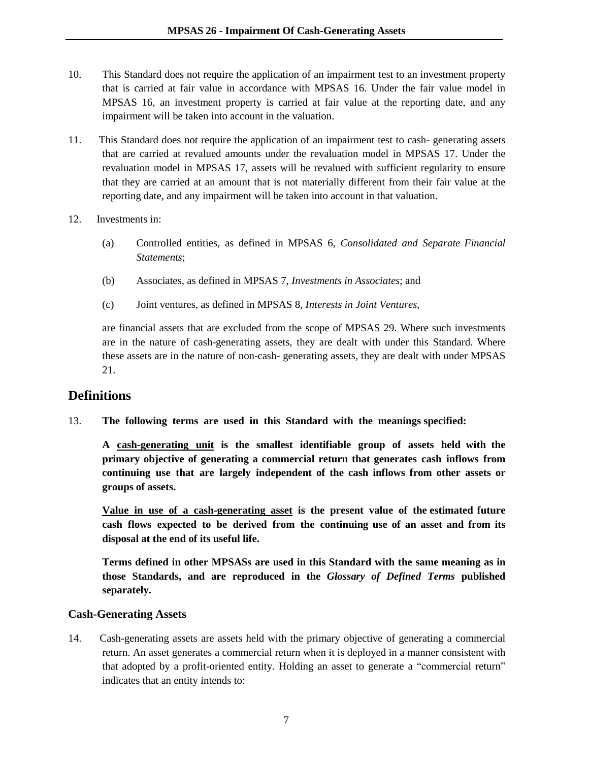10. This Standard does not require the application of an impairment test to an investment property that is carried at fair value in accordance with MPSAS 16. Under the fair value model in MPSAS 16, an investment property is carried at fair value at the reporting date, and any impairment will be taken into account in the valuation.

11. This Standard does not require the application of an impairment test to cash- generating assets that are carried at revalued amounts under the revaluation model in MPSAS 17. Under the revaluation model in MPSAS 17, assets will be revalued with sufficient regularity to ensure that they are carried at an amount that is not materially different from their fair value at the reporting date, and any impairment will be taken into account in that valuation.

12. Investments in:

    (a) Controlled entities, as defined in MPSAS 6, *Consolidated and Separate Financial Statements*;

    (b) Associates, as defined in MPSAS 7, *Investments in Associates*; and

    (c) Joint ventures, as defined in MPSAS 8, *Interests in Joint Ventures*,

    are financial assets that are excluded from the scope of MPSAS 29. Where such investments are in the nature of cash-generating assets, they are dealt with under this Standard. Where these assets are in the nature of non-cash- generating assets, they are dealt with under MPSAS 21.

## Definitions

13. **The following terms are used in this Standard with the meanings specified:**

    **A <u>cash-generating unit</u> is the smallest identifiable group of assets held with the primary objective of generating a commercial return that generates cash inflows from continuing use that are largely independent of the cash inflows from other assets or groups of assets.**

    **<u>Value in use of a cash-generating asset</u> is the present value of the estimated future cash flows expected to be derived from the continuing use of an asset and from its disposal at the end of its useful life.**

    **Terms defined in other MPSASs are used in this Standard with the same meaning as in those Standards, and are reproduced in the *Glossary of Defined Terms* published separately.**

### Cash-Generating Assets

14. Cash-generating assets are assets held with the primary objective of generating a commercial return. An asset generates a commercial return when it is deployed in a manner consistent with that adopted by a profit-oriented entity. Holding an asset to generate a "commercial return" indicates that an entity intends to: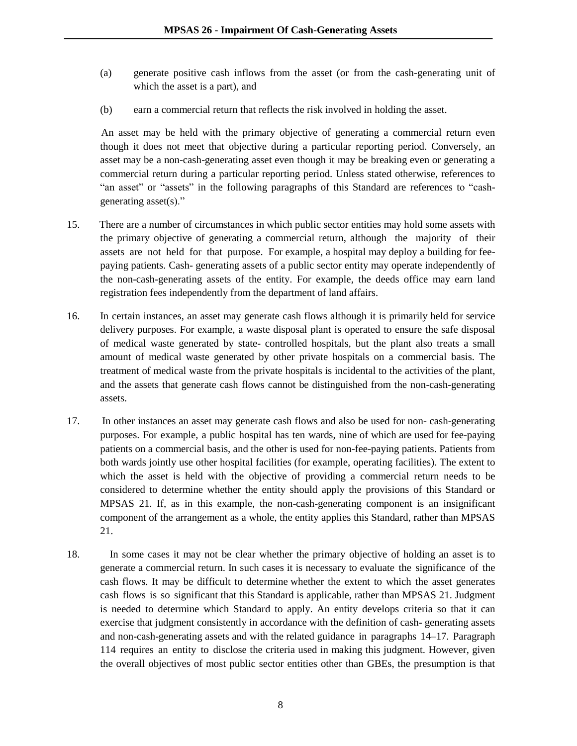(a) generate positive cash inflows from the asset (or from the cash-generating unit of which the asset is a part), and

(b) earn a commercial return that reflects the risk involved in holding the asset.

An asset may be held with the primary objective of generating a commercial return even though it does not meet that objective during a particular reporting period. Conversely, an asset may be a non-cash-generating asset even though it may be breaking even or generating a commercial return during a particular reporting period. Unless stated otherwise, references to "an asset" or "assets" in the following paragraphs of this Standard are references to "cash-generating asset(s)."

15. There are a number of circumstances in which public sector entities may hold some assets with the primary objective of generating a commercial return, although the majority of their assets are not held for that purpose. For example, a hospital may deploy a building for fee-paying patients. Cash- generating assets of a public sector entity may operate independently of the non-cash-generating assets of the entity. For example, the deeds office may earn land registration fees independently from the department of land affairs.

16. In certain instances, an asset may generate cash flows although it is primarily held for service delivery purposes. For example, a waste disposal plant is operated to ensure the safe disposal of medical waste generated by state- controlled hospitals, but the plant also treats a small amount of medical waste generated by other private hospitals on a commercial basis. The treatment of medical waste from the private hospitals is incidental to the activities of the plant, and the assets that generate cash flows cannot be distinguished from the non-cash-generating assets.

17. In other instances an asset may generate cash flows and also be used for non- cash-generating purposes. For example, a public hospital has ten wards, nine of which are used for fee-paying patients on a commercial basis, and the other is used for non-fee-paying patients. Patients from both wards jointly use other hospital facilities (for example, operating facilities). The extent to which the asset is held with the objective of providing a commercial return needs to be considered to determine whether the entity should apply the provisions of this Standard or MPSAS 21. If, as in this example, the non-cash-generating component is an insignificant component of the arrangement as a whole, the entity applies this Standard, rather than MPSAS 21.

18. In some cases it may not be clear whether the primary objective of holding an asset is to generate a commercial return. In such cases it is necessary to evaluate the significance of the cash flows. It may be difficult to determine whether the extent to which the asset generates cash flows is so significant that this Standard is applicable, rather than MPSAS 21. Judgment is needed to determine which Standard to apply. An entity develops criteria so that it can exercise that judgment consistently in accordance with the definition of cash- generating assets and non-cash-generating assets and with the related guidance in paragraphs 14–17. Paragraph 114 requires an entity to disclose the criteria used in making this judgment. However, given the overall objectives of most public sector entities other than GBEs, the presumption is that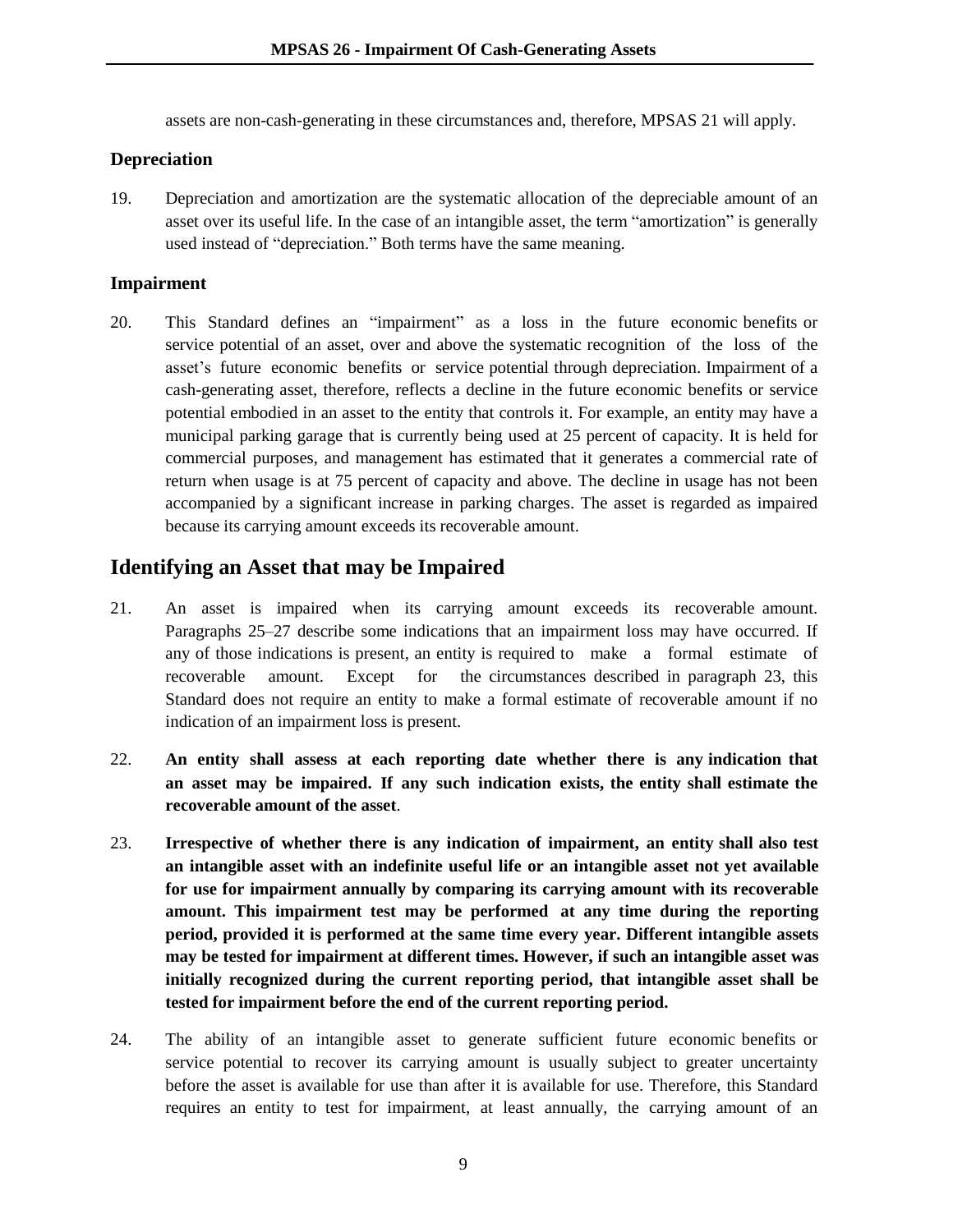assets are non-cash-generating in these circumstances and, therefore, MPSAS 21 will apply.

### Depreciation

19. Depreciation and amortization are the systematic allocation of the depreciable amount of an asset over its useful life. In the case of an intangible asset, the term "amortization" is generally used instead of "depreciation." Both terms have the same meaning.

### Impairment

20. This Standard defines an "impairment" as a loss in the future economic benefits or service potential of an asset, over and above the systematic recognition of the loss of the asset's future economic benefits or service potential through depreciation. Impairment of a cash-generating asset, therefore, reflects a decline in the future economic benefits or service potential embodied in an asset to the entity that controls it. For example, an entity may have a municipal parking garage that is currently being used at 25 percent of capacity. It is held for commercial purposes, and management has estimated that it generates a commercial rate of return when usage is at 75 percent of capacity and above. The decline in usage has not been accompanied by a significant increase in parking charges. The asset is regarded as impaired because its carrying amount exceeds its recoverable amount.

## Identifying an Asset that may be Impaired

21. An asset is impaired when its carrying amount exceeds its recoverable amount. Paragraphs 25–27 describe some indications that an impairment loss may have occurred. If any of those indications is present, an entity is required to make a formal estimate of recoverable amount. Except for the circumstances described in paragraph 23, this Standard does not require an entity to make a formal estimate of recoverable amount if no indication of an impairment loss is present.

22. **An entity shall assess at each reporting date whether there is any indication that an asset may be impaired. If any such indication exists, the entity shall estimate the recoverable amount of the asset**.

23. **Irrespective of whether there is any indication of impairment, an entity shall also test an intangible asset with an indefinite useful life or an intangible asset not yet available for use for impairment annually by comparing its carrying amount with its recoverable amount. This impairment test may be performed at any time during the reporting period, provided it is performed at the same time every year. Different intangible assets may be tested for impairment at different times. However, if such an intangible asset was initially recognized during the current reporting period, that intangible asset shall be tested for impairment before the end of the current reporting period.**

24. The ability of an intangible asset to generate sufficient future economic benefits or service potential to recover its carrying amount is usually subject to greater uncertainty before the asset is available for use than after it is available for use. Therefore, this Standard requires an entity to test for impairment, at least annually, the carrying amount of an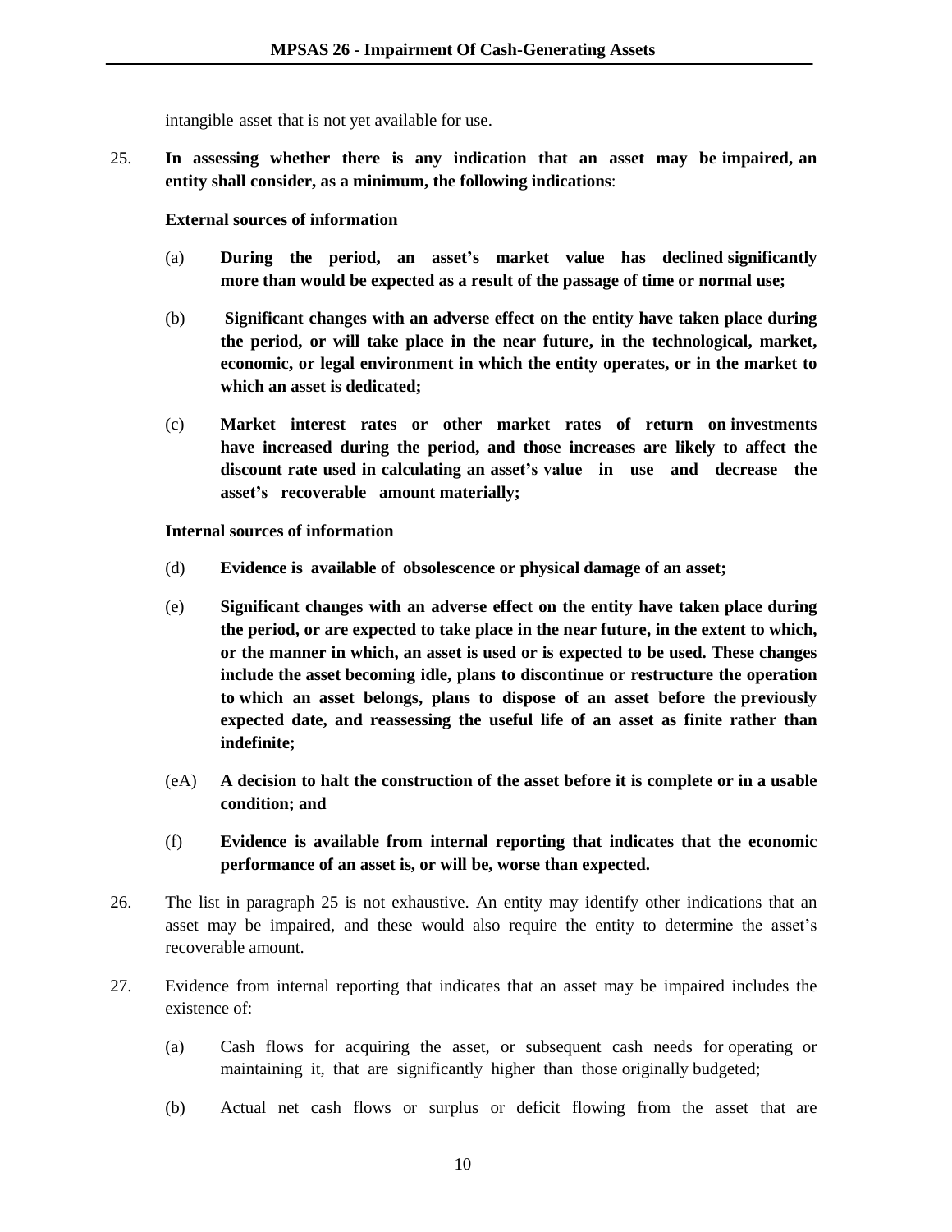intangible asset that is not yet available for use.

25. **In assessing whether there is any indication that an asset may be impaired, an entity shall consider, as a minimum, the following indications**:

    **External sources of information**

    (a) **During the period, an asset's market value has declined significantly more than would be expected as a result of the passage of time or normal use;**

    (b) **Significant changes with an adverse effect on the entity have taken place during the period, or will take place in the near future, in the technological, market, economic, or legal environment in which the entity operates, or in the market to which an asset is dedicated;**

    (c) **Market interest rates or other market rates of return on investments have increased during the period, and those increases are likely to affect the discount rate used in calculating an asset's value in use and decrease the asset's recoverable amount materially;**

    **Internal sources of information**

    (d) **Evidence is available of obsolescence or physical damage of an asset;**

    (e) **Significant changes with an adverse effect on the entity have taken place during the period, or are expected to take place in the near future, in the extent to which, or the manner in which, an asset is used or is expected to be used. These changes include the asset becoming idle, plans to discontinue or restructure the operation to which an asset belongs, plans to dispose of an asset before the previously expected date, and reassessing the useful life of an asset as finite rather than indefinite;**

    (eA) **A decision to halt the construction of the asset before it is complete or in a usable condition; and**

    (f) **Evidence is available from internal reporting that indicates that the economic performance of an asset is, or will be, worse than expected.**

26. The list in paragraph 25 is not exhaustive. An entity may identify other indications that an asset may be impaired, and these would also require the entity to determine the asset's recoverable amount.

27. Evidence from internal reporting that indicates that an asset may be impaired includes the existence of:

    (a) Cash flows for acquiring the asset, or subsequent cash needs for operating or maintaining it, that are significantly higher than those originally budgeted;

    (b) Actual net cash flows or surplus or deficit flowing from the asset that are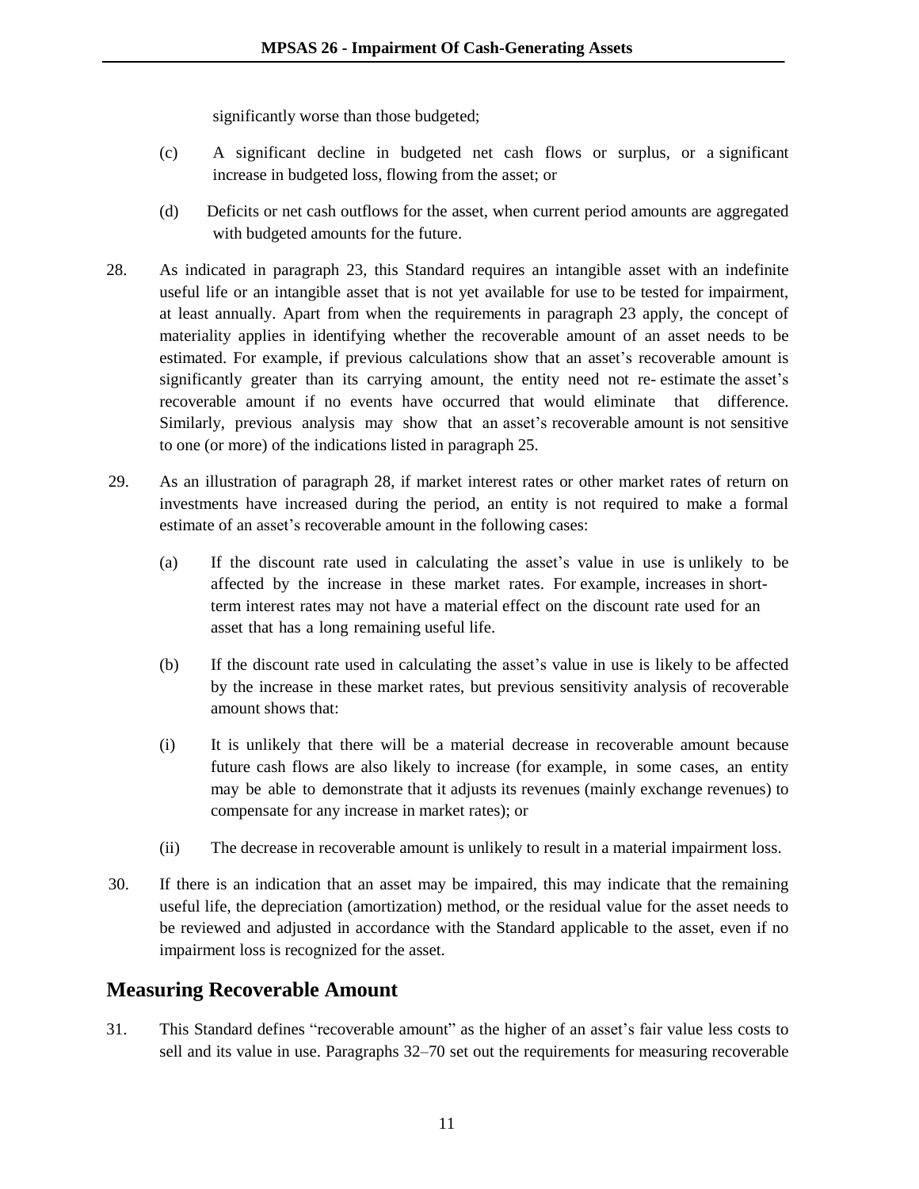significantly worse than those budgeted;

(c) A significant decline in budgeted net cash flows or surplus, or a significant increase in budgeted loss, flowing from the asset; or

(d) Deficits or net cash outflows for the asset, when current period amounts are aggregated with budgeted amounts for the future.

28. As indicated in paragraph 23, this Standard requires an intangible asset with an indefinite useful life or an intangible asset that is not yet available for use to be tested for impairment, at least annually. Apart from when the requirements in paragraph 23 apply, the concept of materiality applies in identifying whether the recoverable amount of an asset needs to be estimated. For example, if previous calculations show that an asset's recoverable amount is significantly greater than its carrying amount, the entity need not re- estimate the asset's recoverable amount if no events have occurred that would eliminate that difference. Similarly, previous analysis may show that an asset's recoverable amount is not sensitive to one (or more) of the indications listed in paragraph 25.

29. As an illustration of paragraph 28, if market interest rates or other market rates of return on investments have increased during the period, an entity is not required to make a formal estimate of an asset's recoverable amount in the following cases:

(a) If the discount rate used in calculating the asset's value in use is unlikely to be affected by the increase in these market rates. For example, increases in short-term interest rates may not have a material effect on the discount rate used for an asset that has a long remaining useful life.

(b) If the discount rate used in calculating the asset's value in use is likely to be affected by the increase in these market rates, but previous sensitivity analysis of recoverable amount shows that:

(i) It is unlikely that there will be a material decrease in recoverable amount because future cash flows are also likely to increase (for example, in some cases, an entity may be able to demonstrate that it adjusts its revenues (mainly exchange revenues) to compensate for any increase in market rates); or

(ii) The decrease in recoverable amount is unlikely to result in a material impairment loss.

30. If there is an indication that an asset may be impaired, this may indicate that the remaining useful life, the depreciation (amortization) method, or the residual value for the asset needs to be reviewed and adjusted in accordance with the Standard applicable to the asset, even if no impairment loss is recognized for the asset.

## Measuring Recoverable Amount

31. This Standard defines "recoverable amount" as the higher of an asset's fair value less costs to sell and its value in use. Paragraphs 32–70 set out the requirements for measuring recoverable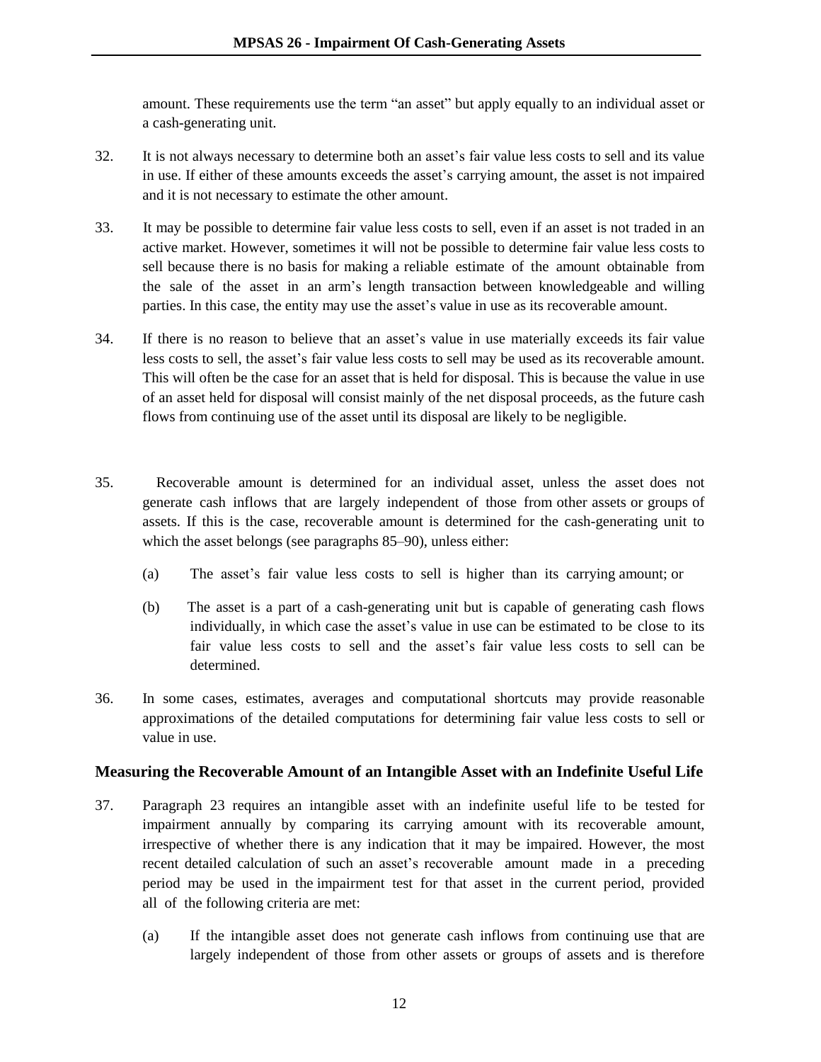amount. These requirements use the term "an asset" but apply equally to an individual asset or a cash-generating unit.

32. It is not always necessary to determine both an asset's fair value less costs to sell and its value in use. If either of these amounts exceeds the asset's carrying amount, the asset is not impaired and it is not necessary to estimate the other amount.

33. It may be possible to determine fair value less costs to sell, even if an asset is not traded in an active market. However, sometimes it will not be possible to determine fair value less costs to sell because there is no basis for making a reliable estimate of the amount obtainable from the sale of the asset in an arm's length transaction between knowledgeable and willing parties. In this case, the entity may use the asset's value in use as its recoverable amount.

34. If there is no reason to believe that an asset's value in use materially exceeds its fair value less costs to sell, the asset's fair value less costs to sell may be used as its recoverable amount. This will often be the case for an asset that is held for disposal. This is because the value in use of an asset held for disposal will consist mainly of the net disposal proceeds, as the future cash flows from continuing use of the asset until its disposal are likely to be negligible.

35. Recoverable amount is determined for an individual asset, unless the asset does not generate cash inflows that are largely independent of those from other assets or groups of assets. If this is the case, recoverable amount is determined for the cash-generating unit to which the asset belongs (see paragraphs 85–90), unless either:

    (a) The asset's fair value less costs to sell is higher than its carrying amount; or

    (b) The asset is a part of a cash-generating unit but is capable of generating cash flows individually, in which case the asset's value in use can be estimated to be close to its fair value less costs to sell and the asset's fair value less costs to sell can be determined.

36. In some cases, estimates, averages and computational shortcuts may provide reasonable approximations of the detailed computations for determining fair value less costs to sell or value in use.

### Measuring the Recoverable Amount of an Intangible Asset with an Indefinite Useful Life

37. Paragraph 23 requires an intangible asset with an indefinite useful life to be tested for impairment annually by comparing its carrying amount with its recoverable amount, irrespective of whether there is any indication that it may be impaired. However, the most recent detailed calculation of such an asset's recoverable amount made in a preceding period may be used in the impairment test for that asset in the current period, provided all of the following criteria are met:

    (a) If the intangible asset does not generate cash inflows from continuing use that are largely independent of those from other assets or groups of assets and is therefore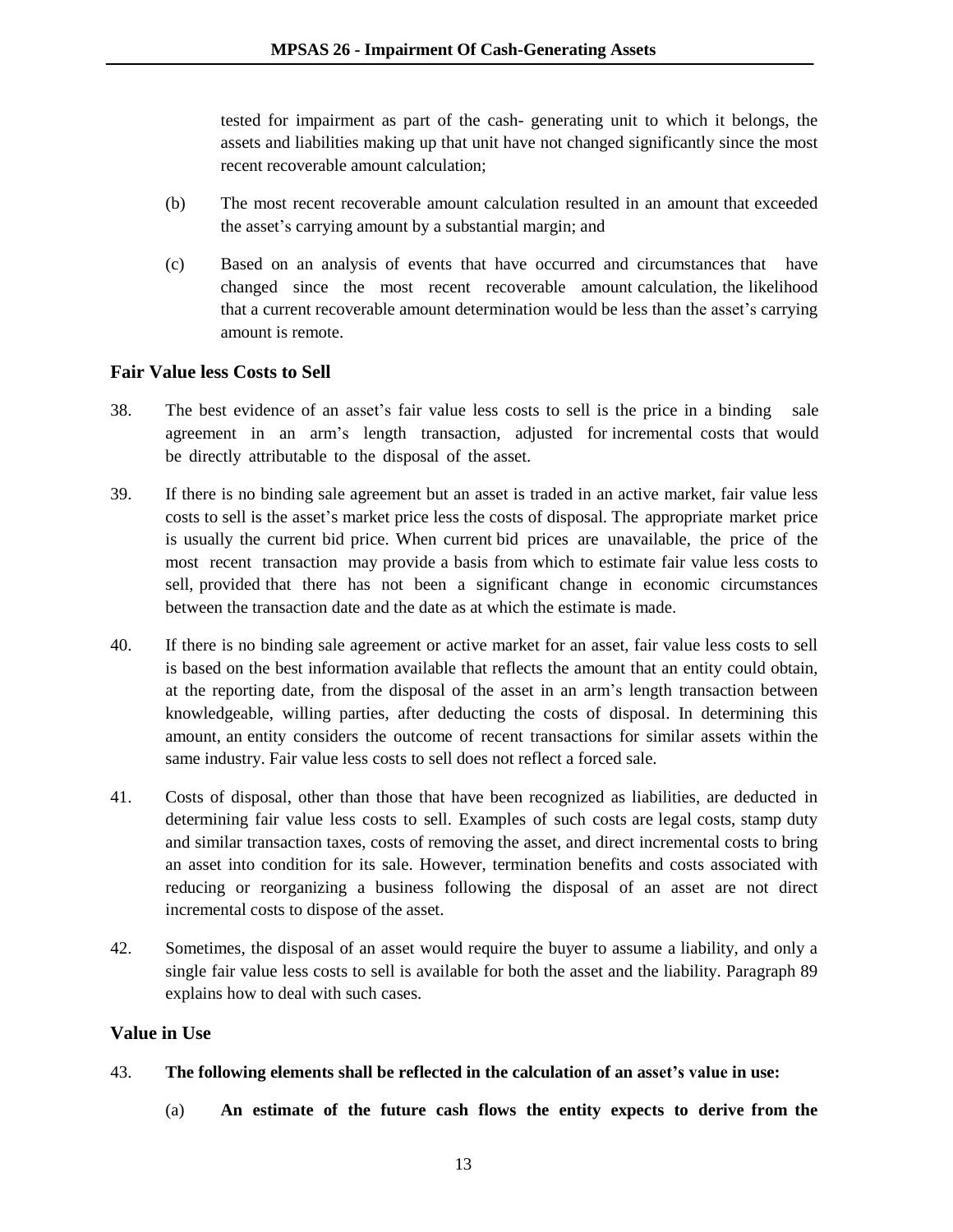tested for impairment as part of the cash- generating unit to which it belongs, the assets and liabilities making up that unit have not changed significantly since the most recent recoverable amount calculation;

(b) The most recent recoverable amount calculation resulted in an amount that exceeded the asset's carrying amount by a substantial margin; and

(c) Based on an analysis of events that have occurred and circumstances that have changed since the most recent recoverable amount calculation, the likelihood that a current recoverable amount determination would be less than the asset's carrying amount is remote.

### Fair Value less Costs to Sell

38. The best evidence of an asset's fair value less costs to sell is the price in a binding sale agreement in an arm's length transaction, adjusted for incremental costs that would be directly attributable to the disposal of the asset.

39. If there is no binding sale agreement but an asset is traded in an active market, fair value less costs to sell is the asset's market price less the costs of disposal. The appropriate market price is usually the current bid price. When current bid prices are unavailable, the price of the most recent transaction may provide a basis from which to estimate fair value less costs to sell, provided that there has not been a significant change in economic circumstances between the transaction date and the date as at which the estimate is made.

40. If there is no binding sale agreement or active market for an asset, fair value less costs to sell is based on the best information available that reflects the amount that an entity could obtain, at the reporting date, from the disposal of the asset in an arm's length transaction between knowledgeable, willing parties, after deducting the costs of disposal. In determining this amount, an entity considers the outcome of recent transactions for similar assets within the same industry. Fair value less costs to sell does not reflect a forced sale.

41. Costs of disposal, other than those that have been recognized as liabilities, are deducted in determining fair value less costs to sell. Examples of such costs are legal costs, stamp duty and similar transaction taxes, costs of removing the asset, and direct incremental costs to bring an asset into condition for its sale. However, termination benefits and costs associated with reducing or reorganizing a business following the disposal of an asset are not direct incremental costs to dispose of the asset.

42. Sometimes, the disposal of an asset would require the buyer to assume a liability, and only a single fair value less costs to sell is available for both the asset and the liability. Paragraph 89 explains how to deal with such cases.

### Value in Use

43. **The following elements shall be reflected in the calculation of an asset's value in use:**

(a) **An estimate of the future cash flows the entity expects to derive from the**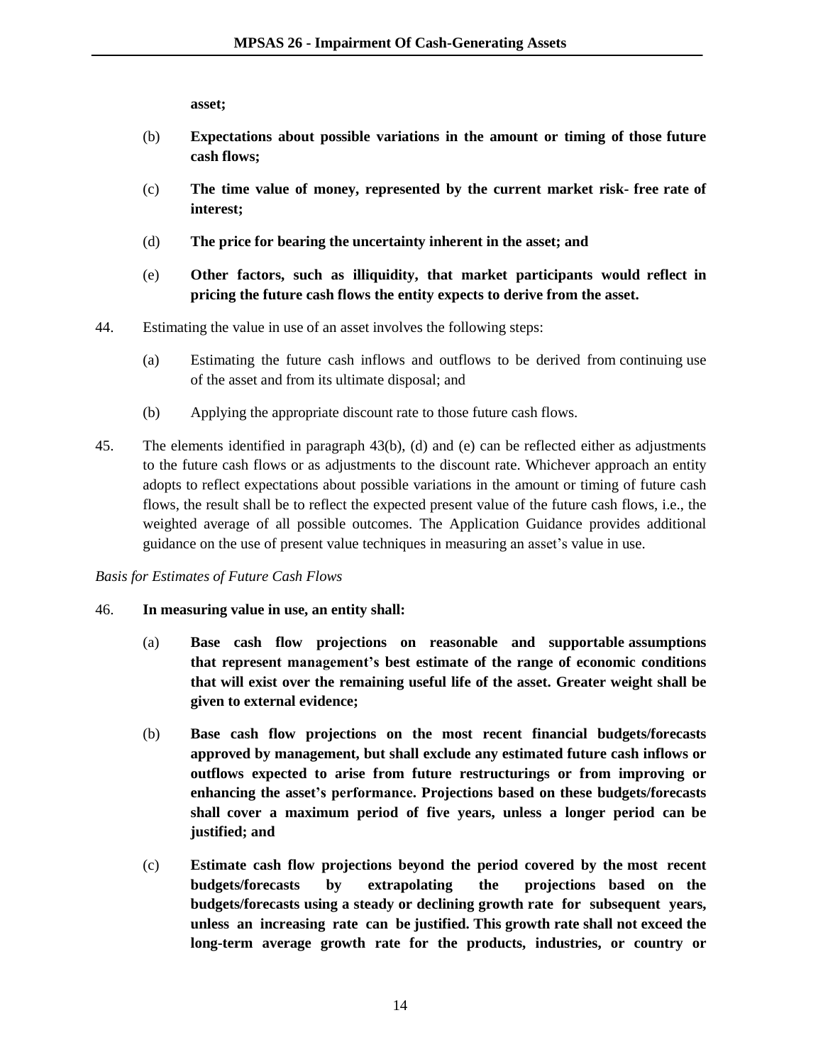**asset;**

(b) **Expectations about possible variations in the amount or timing of those future cash flows;**

(c) **The time value of money, represented by the current market risk- free rate of interest;**

(d) **The price for bearing the uncertainty inherent in the asset; and**

(e) **Other factors, such as illiquidity, that market participants would reflect in pricing the future cash flows the entity expects to derive from the asset.**

44. Estimating the value in use of an asset involves the following steps:

(a) Estimating the future cash inflows and outflows to be derived from continuing use of the asset and from its ultimate disposal; and

(b) Applying the appropriate discount rate to those future cash flows.

45. The elements identified in paragraph 43(b), (d) and (e) can be reflected either as adjustments to the future cash flows or as adjustments to the discount rate. Whichever approach an entity adopts to reflect expectations about possible variations in the amount or timing of future cash flows, the result shall be to reflect the expected present value of the future cash flows, i.e., the weighted average of all possible outcomes. The Application Guidance provides additional guidance on the use of present value techniques in measuring an asset's value in use.

*Basis for Estimates of Future Cash Flows*

46. **In measuring value in use, an entity shall:**

(a) **Base cash flow projections on reasonable and supportable assumptions that represent management's best estimate of the range of economic conditions that will exist over the remaining useful life of the asset. Greater weight shall be given to external evidence;**

(b) **Base cash flow projections on the most recent financial budgets/forecasts approved by management, but shall exclude any estimated future cash inflows or outflows expected to arise from future restructurings or from improving or enhancing the asset's performance. Projections based on these budgets/forecasts shall cover a maximum period of five years, unless a longer period can be justified; and**

(c) **Estimate cash flow projections beyond the period covered by the most recent budgets/forecasts by extrapolating the projections based on the budgets/forecasts using a steady or declining growth rate for subsequent years, unless an increasing rate can be justified. This growth rate shall not exceed the long-term average growth rate for the products, industries, or country or**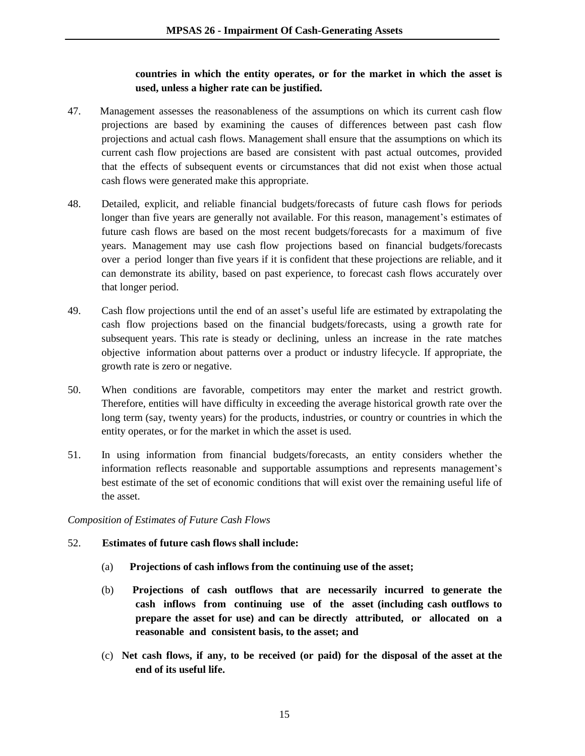**countries in which the entity operates, or for the market in which the asset is used, unless a higher rate can be justified.**

47. Management assesses the reasonableness of the assumptions on which its current cash flow projections are based by examining the causes of differences between past cash flow projections and actual cash flows. Management shall ensure that the assumptions on which its current cash flow projections are based are consistent with past actual outcomes, provided that the effects of subsequent events or circumstances that did not exist when those actual cash flows were generated make this appropriate.

48. Detailed, explicit, and reliable financial budgets/forecasts of future cash flows for periods longer than five years are generally not available. For this reason, management's estimates of future cash flows are based on the most recent budgets/forecasts for a maximum of five years. Management may use cash flow projections based on financial budgets/forecasts over a period longer than five years if it is confident that these projections are reliable, and it can demonstrate its ability, based on past experience, to forecast cash flows accurately over that longer period.

49. Cash flow projections until the end of an asset's useful life are estimated by extrapolating the cash flow projections based on the financial budgets/forecasts, using a growth rate for subsequent years. This rate is steady or declining, unless an increase in the rate matches objective information about patterns over a product or industry lifecycle. If appropriate, the growth rate is zero or negative.

50. When conditions are favorable, competitors may enter the market and restrict growth. Therefore, entities will have difficulty in exceeding the average historical growth rate over the long term (say, twenty years) for the products, industries, or country or countries in which the entity operates, or for the market in which the asset is used.

51. In using information from financial budgets/forecasts, an entity considers whether the information reflects reasonable and supportable assumptions and represents management's best estimate of the set of economic conditions that will exist over the remaining useful life of the asset.

*Composition of Estimates of Future Cash Flows*

52. **Estimates of future cash flows shall include:**

(a) **Projections of cash inflows from the continuing use of the asset;**

(b) **Projections of cash outflows that are necessarily incurred to generate the cash inflows from continuing use of the asset (including cash outflows to prepare the asset for use) and can be directly attributed, or allocated on a reasonable and consistent basis, to the asset; and**

(c) **Net cash flows, if any, to be received (or paid) for the disposal of the asset at the end of its useful life.**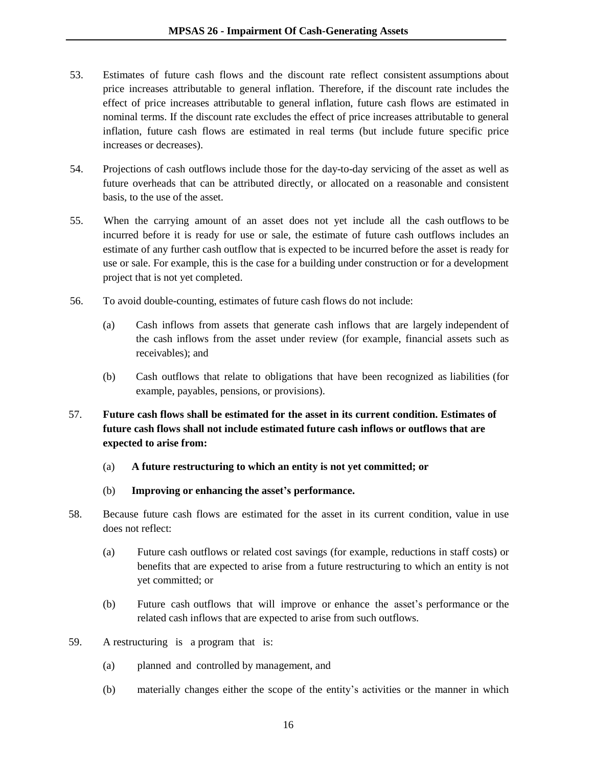53. Estimates of future cash flows and the discount rate reflect consistent assumptions about price increases attributable to general inflation. Therefore, if the discount rate includes the effect of price increases attributable to general inflation, future cash flows are estimated in nominal terms. If the discount rate excludes the effect of price increases attributable to general inflation, future cash flows are estimated in real terms (but include future specific price increases or decreases).

54. Projections of cash outflows include those for the day-to-day servicing of the asset as well as future overheads that can be attributed directly, or allocated on a reasonable and consistent basis, to the use of the asset.

55. When the carrying amount of an asset does not yet include all the cash outflows to be incurred before it is ready for use or sale, the estimate of future cash outflows includes an estimate of any further cash outflow that is expected to be incurred before the asset is ready for use or sale. For example, this is the case for a building under construction or for a development project that is not yet completed.

56. To avoid double-counting, estimates of future cash flows do not include:

(a) Cash inflows from assets that generate cash inflows that are largely independent of the cash inflows from the asset under review (for example, financial assets such as receivables); and

(b) Cash outflows that relate to obligations that have been recognized as liabilities (for example, payables, pensions, or provisions).

57. **Future cash flows shall be estimated for the asset in its current condition. Estimates of future cash flows shall not include estimated future cash inflows or outflows that are expected to arise from:**

(a) **A future restructuring to which an entity is not yet committed; or**

(b) **Improving or enhancing the asset's performance.**

58. Because future cash flows are estimated for the asset in its current condition, value in use does not reflect:

(a) Future cash outflows or related cost savings (for example, reductions in staff costs) or benefits that are expected to arise from a future restructuring to which an entity is not yet committed; or

(b) Future cash outflows that will improve or enhance the asset's performance or the related cash inflows that are expected to arise from such outflows.

59. A restructuring is a program that is:

(a) planned and controlled by management, and

(b) materially changes either the scope of the entity's activities or the manner in which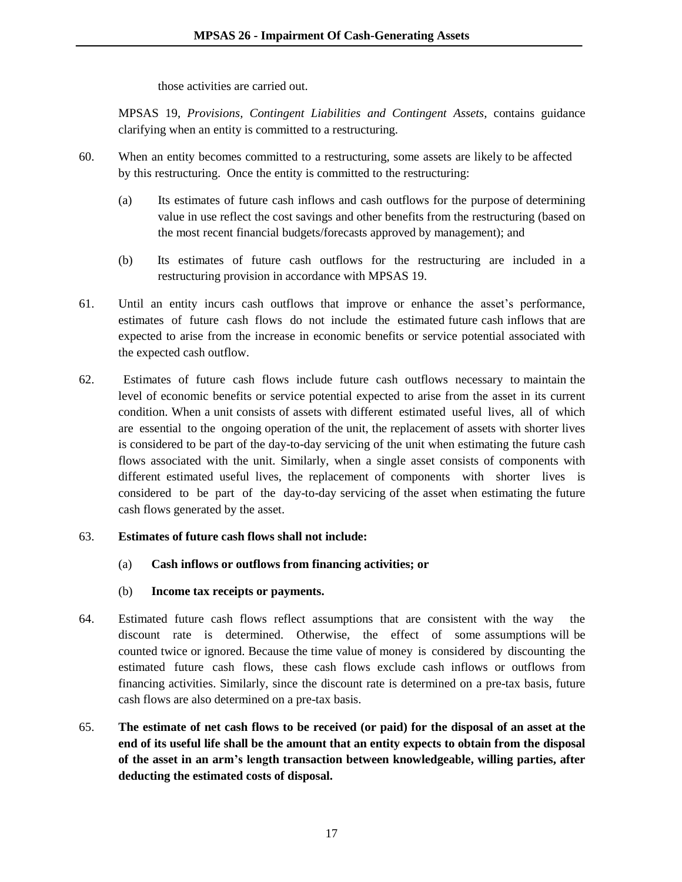those activities are carried out.

MPSAS 19, *Provisions, Contingent Liabilities and Contingent Assets*, contains guidance clarifying when an entity is committed to a restructuring.

60. When an entity becomes committed to a restructuring, some assets are likely to be affected by this restructuring. Once the entity is committed to the restructuring:

    (a) Its estimates of future cash inflows and cash outflows for the purpose of determining value in use reflect the cost savings and other benefits from the restructuring (based on the most recent financial budgets/forecasts approved by management); and

    (b) Its estimates of future cash outflows for the restructuring are included in a restructuring provision in accordance with MPSAS 19.

61. Until an entity incurs cash outflows that improve or enhance the asset's performance, estimates of future cash flows do not include the estimated future cash inflows that are expected to arise from the increase in economic benefits or service potential associated with the expected cash outflow.

62. Estimates of future cash flows include future cash outflows necessary to maintain the level of economic benefits or service potential expected to arise from the asset in its current condition. When a unit consists of assets with different estimated useful lives, all of which are essential to the ongoing operation of the unit, the replacement of assets with shorter lives is considered to be part of the day-to-day servicing of the unit when estimating the future cash flows associated with the unit. Similarly, when a single asset consists of components with different estimated useful lives, the replacement of components with shorter lives is considered to be part of the day-to-day servicing of the asset when estimating the future cash flows generated by the asset.

63. **Estimates of future cash flows shall not include:**

    (a) **Cash inflows or outflows from financing activities; or**

    (b) **Income tax receipts or payments.**

64. Estimated future cash flows reflect assumptions that are consistent with the way the discount rate is determined. Otherwise, the effect of some assumptions will be counted twice or ignored. Because the time value of money is considered by discounting the estimated future cash flows, these cash flows exclude cash inflows or outflows from financing activities. Similarly, since the discount rate is determined on a pre-tax basis, future cash flows are also determined on a pre-tax basis.

65. **The estimate of net cash flows to be received (or paid) for the disposal of an asset at the end of its useful life shall be the amount that an entity expects to obtain from the disposal of the asset in an arm's length transaction between knowledgeable, willing parties, after deducting the estimated costs of disposal.**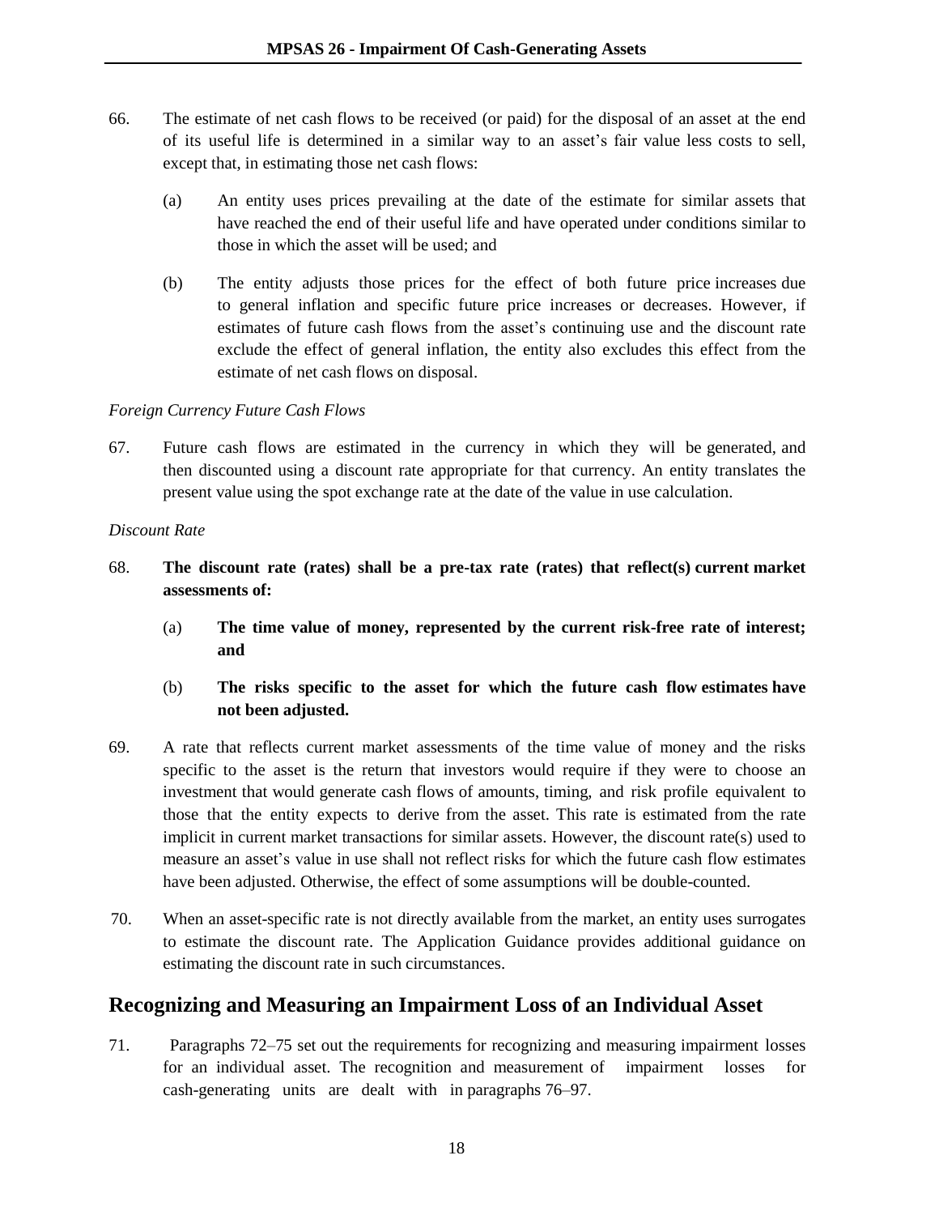66. The estimate of net cash flows to be received (or paid) for the disposal of an asset at the end of its useful life is determined in a similar way to an asset's fair value less costs to sell, except that, in estimating those net cash flows:

    (a) An entity uses prices prevailing at the date of the estimate for similar assets that have reached the end of their useful life and have operated under conditions similar to those in which the asset will be used; and

    (b) The entity adjusts those prices for the effect of both future price increases due to general inflation and specific future price increases or decreases. However, if estimates of future cash flows from the asset's continuing use and the discount rate exclude the effect of general inflation, the entity also excludes this effect from the estimate of net cash flows on disposal.

*Foreign Currency Future Cash Flows*

67. Future cash flows are estimated in the currency in which they will be generated, and then discounted using a discount rate appropriate for that currency. An entity translates the present value using the spot exchange rate at the date of the value in use calculation.

*Discount Rate*

68. **The discount rate (rates) shall be a pre-tax rate (rates) that reflect(s) current market assessments of:**

    (a) **The time value of money, represented by the current risk-free rate of interest; and**

    (b) **The risks specific to the asset for which the future cash flow estimates have not been adjusted.**

69. A rate that reflects current market assessments of the time value of money and the risks specific to the asset is the return that investors would require if they were to choose an investment that would generate cash flows of amounts, timing, and risk profile equivalent to those that the entity expects to derive from the asset. This rate is estimated from the rate implicit in current market transactions for similar assets. However, the discount rate(s) used to measure an asset's value in use shall not reflect risks for which the future cash flow estimates have been adjusted. Otherwise, the effect of some assumptions will be double-counted.

70. When an asset-specific rate is not directly available from the market, an entity uses surrogates to estimate the discount rate. The Application Guidance provides additional guidance on estimating the discount rate in such circumstances.

## Recognizing and Measuring an Impairment Loss of an Individual Asset

71. Paragraphs 72–75 set out the requirements for recognizing and measuring impairment losses for an individual asset. The recognition and measurement of impairment losses for cash-generating units are dealt with in paragraphs 76–97.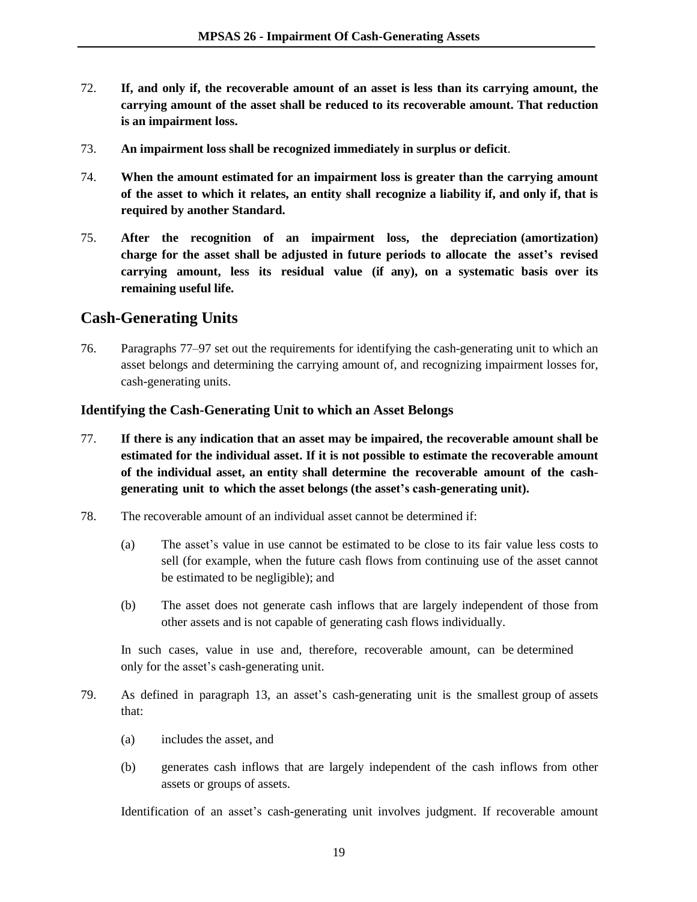72. **If, and only if, the recoverable amount of an asset is less than its carrying amount, the carrying amount of the asset shall be reduced to its recoverable amount. That reduction is an impairment loss.**

73. **An impairment loss shall be recognized immediately in surplus or deficit**.

74. **When the amount estimated for an impairment loss is greater than the carrying amount of the asset to which it relates, an entity shall recognize a liability if, and only if, that is required by another Standard.**

75. **After the recognition of an impairment loss, the depreciation (amortization) charge for the asset shall be adjusted in future periods to allocate the asset's revised carrying amount, less its residual value (if any), on a systematic basis over its remaining useful life.**

## Cash-Generating Units

76. Paragraphs 77–97 set out the requirements for identifying the cash-generating unit to which an asset belongs and determining the carrying amount of, and recognizing impairment losses for, cash-generating units.

### Identifying the Cash-Generating Unit to which an Asset Belongs

77. **If there is any indication that an asset may be impaired, the recoverable amount shall be estimated for the individual asset. If it is not possible to estimate the recoverable amount of the individual asset, an entity shall determine the recoverable amount of the cash-generating unit to which the asset belongs (the asset's cash-generating unit).**

78. The recoverable amount of an individual asset cannot be determined if:

    (a) The asset's value in use cannot be estimated to be close to its fair value less costs to sell (for example, when the future cash flows from continuing use of the asset cannot be estimated to be negligible); and

    (b) The asset does not generate cash inflows that are largely independent of those from other assets and is not capable of generating cash flows individually.

    In such cases, value in use and, therefore, recoverable amount, can be determined only for the asset's cash-generating unit.

79. As defined in paragraph 13, an asset's cash-generating unit is the smallest group of assets that:

    (a) includes the asset, and

    (b) generates cash inflows that are largely independent of the cash inflows from other assets or groups of assets.

    Identification of an asset's cash-generating unit involves judgment. If recoverable amount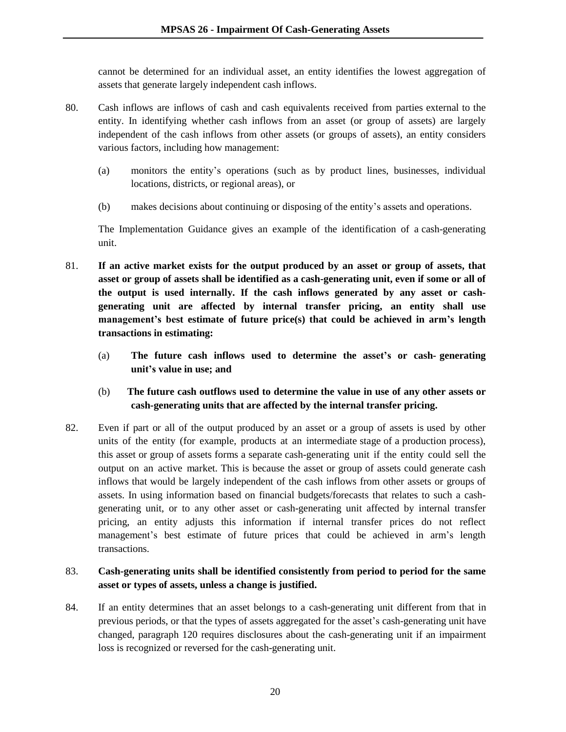cannot be determined for an individual asset, an entity identifies the lowest aggregation of assets that generate largely independent cash inflows.

80. Cash inflows are inflows of cash and cash equivalents received from parties external to the entity. In identifying whether cash inflows from an asset (or group of assets) are largely independent of the cash inflows from other assets (or groups of assets), an entity considers various factors, including how management:

    (a) monitors the entity's operations (such as by product lines, businesses, individual locations, districts, or regional areas), or

    (b) makes decisions about continuing or disposing of the entity's assets and operations.

    The Implementation Guidance gives an example of the identification of a cash-generating unit.

81. **If an active market exists for the output produced by an asset or group of assets, that asset or group of assets shall be identified as a cash-generating unit, even if some or all of the output is used internally. If the cash inflows generated by any asset or cash-generating unit are affected by internal transfer pricing, an entity shall use management's best estimate of future price(s) that could be achieved in arm's length transactions in estimating:**

    (a) **The future cash inflows used to determine the asset's or cash- generating unit's value in use; and**

    (b) **The future cash outflows used to determine the value in use of any other assets or cash-generating units that are affected by the internal transfer pricing.**

82. Even if part or all of the output produced by an asset or a group of assets is used by other units of the entity (for example, products at an intermediate stage of a production process), this asset or group of assets forms a separate cash-generating unit if the entity could sell the output on an active market. This is because the asset or group of assets could generate cash inflows that would be largely independent of the cash inflows from other assets or groups of assets. In using information based on financial budgets/forecasts that relates to such a cash-generating unit, or to any other asset or cash-generating unit affected by internal transfer pricing, an entity adjusts this information if internal transfer prices do not reflect management's best estimate of future prices that could be achieved in arm's length transactions.

83. **Cash-generating units shall be identified consistently from period to period for the same asset or types of assets, unless a change is justified.**

84. If an entity determines that an asset belongs to a cash-generating unit different from that in previous periods, or that the types of assets aggregated for the asset's cash-generating unit have changed, paragraph 120 requires disclosures about the cash-generating unit if an impairment loss is recognized or reversed for the cash-generating unit.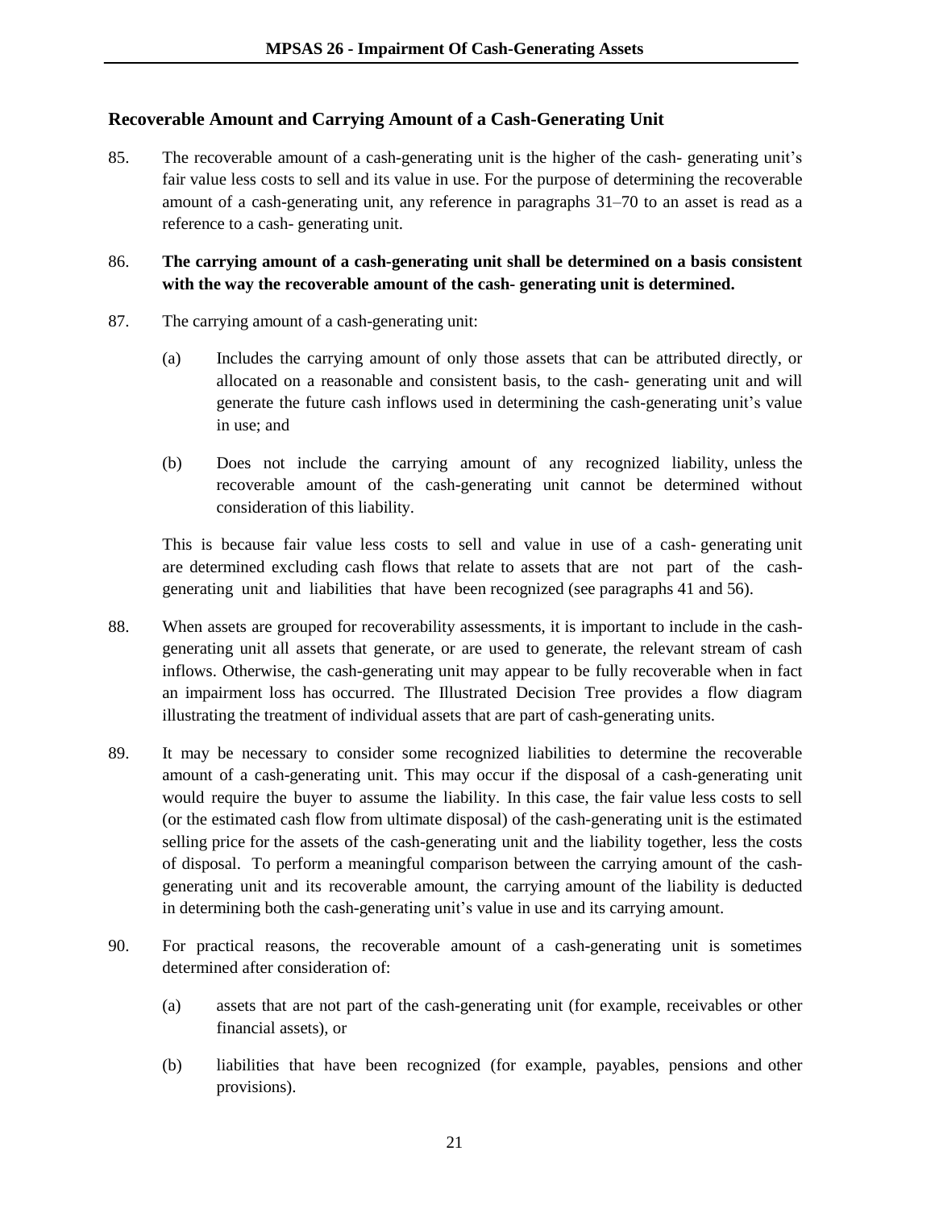## Recoverable Amount and Carrying Amount of a Cash-Generating Unit

85. The recoverable amount of a cash-generating unit is the higher of the cash- generating unit's fair value less costs to sell and its value in use. For the purpose of determining the recoverable amount of a cash-generating unit, any reference in paragraphs 31–70 to an asset is read as a reference to a cash- generating unit.

86. **The carrying amount of a cash-generating unit shall be determined on a basis consistent with the way the recoverable amount of the cash- generating unit is determined.**

87. The carrying amount of a cash-generating unit:

    (a) Includes the carrying amount of only those assets that can be attributed directly, or allocated on a reasonable and consistent basis, to the cash- generating unit and will generate the future cash inflows used in determining the cash-generating unit's value in use; and

    (b) Does not include the carrying amount of any recognized liability, unless the recoverable amount of the cash-generating unit cannot be determined without consideration of this liability.

    This is because fair value less costs to sell and value in use of a cash- generating unit are determined excluding cash flows that relate to assets that are not part of the cash-generating unit and liabilities that have been recognized (see paragraphs 41 and 56).

88. When assets are grouped for recoverability assessments, it is important to include in the cash-generating unit all assets that generate, or are used to generate, the relevant stream of cash inflows. Otherwise, the cash-generating unit may appear to be fully recoverable when in fact an impairment loss has occurred. The Illustrated Decision Tree provides a flow diagram illustrating the treatment of individual assets that are part of cash-generating units.

89. It may be necessary to consider some recognized liabilities to determine the recoverable amount of a cash-generating unit. This may occur if the disposal of a cash-generating unit would require the buyer to assume the liability. In this case, the fair value less costs to sell (or the estimated cash flow from ultimate disposal) of the cash-generating unit is the estimated selling price for the assets of the cash-generating unit and the liability together, less the costs of disposal. To perform a meaningful comparison between the carrying amount of the cash-generating unit and its recoverable amount, the carrying amount of the liability is deducted in determining both the cash-generating unit's value in use and its carrying amount.

90. For practical reasons, the recoverable amount of a cash-generating unit is sometimes determined after consideration of:

    (a) assets that are not part of the cash-generating unit (for example, receivables or other financial assets), or

    (b) liabilities that have been recognized (for example, payables, pensions and other provisions).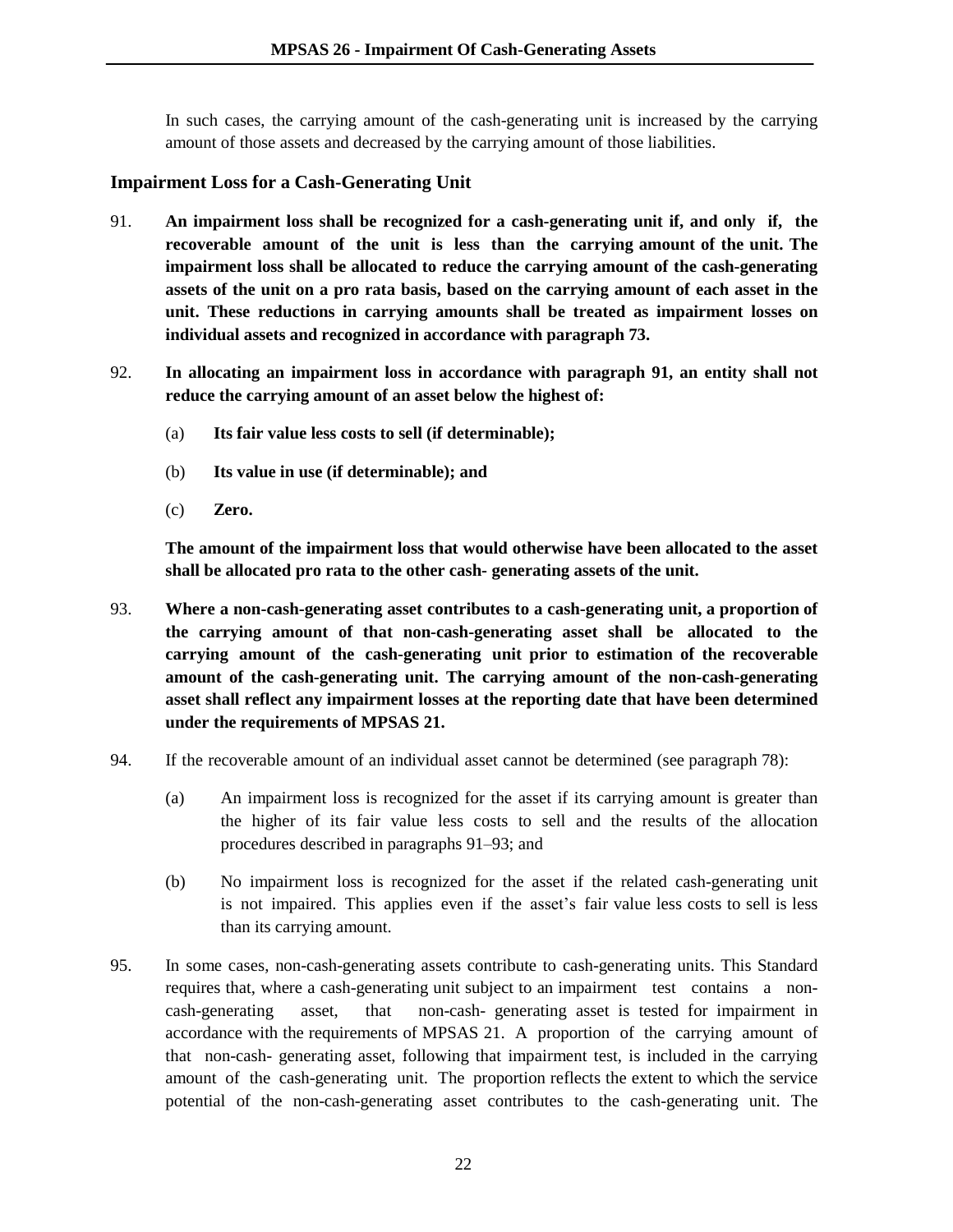In such cases, the carrying amount of the cash-generating unit is increased by the carrying amount of those assets and decreased by the carrying amount of those liabilities.

### Impairment Loss for a Cash-Generating Unit

91. **An impairment loss shall be recognized for a cash-generating unit if, and only if, the recoverable amount of the unit is less than the carrying amount of the unit. The impairment loss shall be allocated to reduce the carrying amount of the cash-generating assets of the unit on a pro rata basis, based on the carrying amount of each asset in the unit. These reductions in carrying amounts shall be treated as impairment losses on individual assets and recognized in accordance with paragraph 73.**

92. **In allocating an impairment loss in accordance with paragraph 91, an entity shall not reduce the carrying amount of an asset below the highest of:**

    (a) **Its fair value less costs to sell (if determinable);**

    (b) **Its value in use (if determinable); and**

    (c) **Zero.**

    **The amount of the impairment loss that would otherwise have been allocated to the asset shall be allocated pro rata to the other cash- generating assets of the unit.**

93. **Where a non-cash-generating asset contributes to a cash-generating unit, a proportion of the carrying amount of that non-cash-generating asset shall be allocated to the carrying amount of the cash-generating unit prior to estimation of the recoverable amount of the cash-generating unit. The carrying amount of the non-cash-generating asset shall reflect any impairment losses at the reporting date that have been determined under the requirements of MPSAS 21.**

94. If the recoverable amount of an individual asset cannot be determined (see paragraph 78):

    (a) An impairment loss is recognized for the asset if its carrying amount is greater than the higher of its fair value less costs to sell and the results of the allocation procedures described in paragraphs 91–93; and

    (b) No impairment loss is recognized for the asset if the related cash-generating unit is not impaired. This applies even if the asset's fair value less costs to sell is less than its carrying amount.

95. In some cases, non-cash-generating assets contribute to cash-generating units. This Standard requires that, where a cash-generating unit subject to an impairment test contains a non-cash-generating asset, that non-cash- generating asset is tested for impairment in accordance with the requirements of MPSAS 21. A proportion of the carrying amount of that non-cash- generating asset, following that impairment test, is included in the carrying amount of the cash-generating unit. The proportion reflects the extent to which the service potential of the non-cash-generating asset contributes to the cash-generating unit. The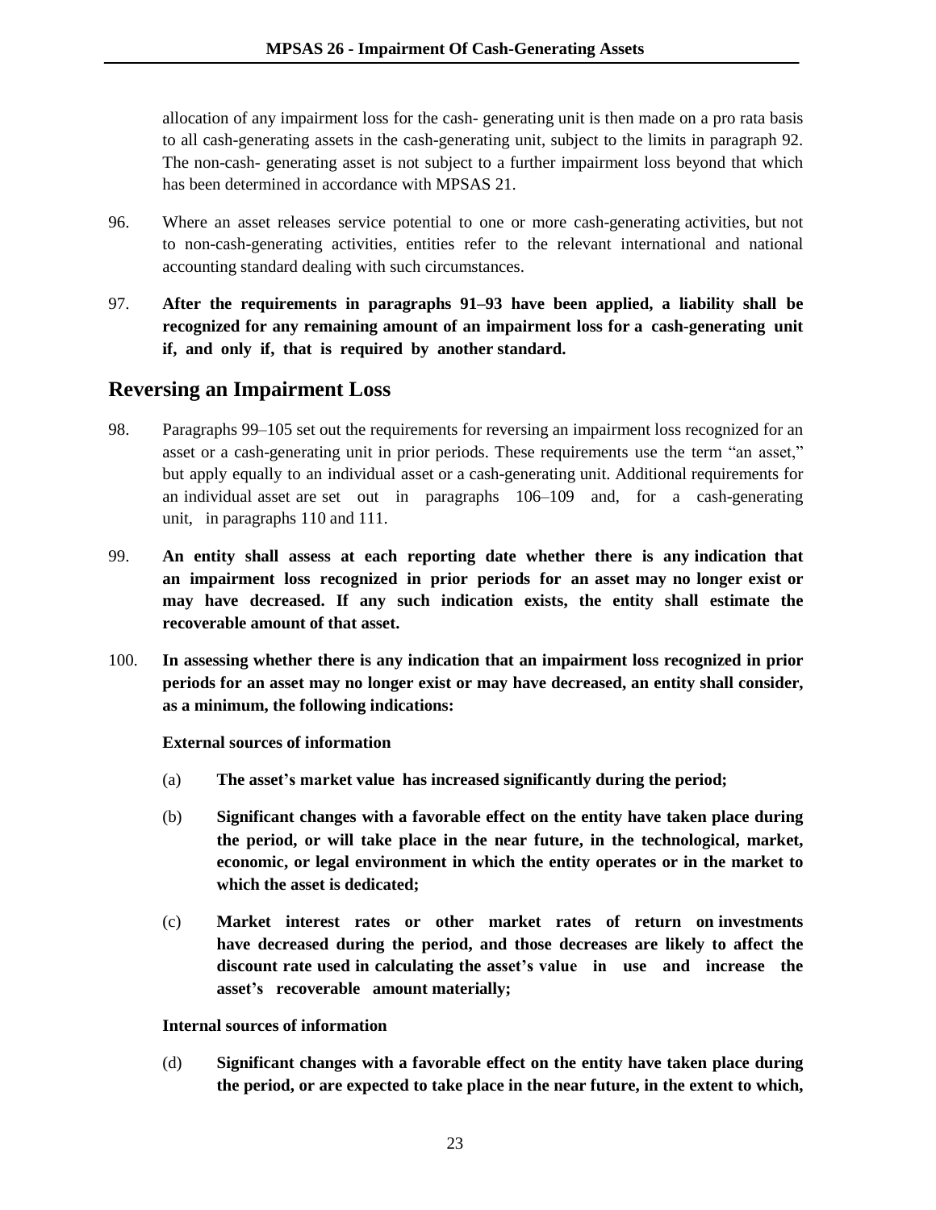allocation of any impairment loss for the cash- generating unit is then made on a pro rata basis to all cash-generating assets in the cash-generating unit, subject to the limits in paragraph 92. The non-cash- generating asset is not subject to a further impairment loss beyond that which has been determined in accordance with MPSAS 21.

96. Where an asset releases service potential to one or more cash-generating activities, but not to non-cash-generating activities, entities refer to the relevant international and national accounting standard dealing with such circumstances.

97. **After the requirements in paragraphs 91–93 have been applied, a liability shall be recognized for any remaining amount of an impairment loss for a cash-generating unit if, and only if, that is required by another standard.**

## Reversing an Impairment Loss

98. Paragraphs 99–105 set out the requirements for reversing an impairment loss recognized for an asset or a cash-generating unit in prior periods. These requirements use the term "an asset," but apply equally to an individual asset or a cash-generating unit. Additional requirements for an individual asset are set out in paragraphs 106–109 and, for a cash-generating unit, in paragraphs 110 and 111.

99. **An entity shall assess at each reporting date whether there is any indication that an impairment loss recognized in prior periods for an asset may no longer exist or may have decreased. If any such indication exists, the entity shall estimate the recoverable amount of that asset.**

100. **In assessing whether there is any indication that an impairment loss recognized in prior periods for an asset may no longer exist or may have decreased, an entity shall consider, as a minimum, the following indications:**

**External sources of information**

(a) **The asset's market value has increased significantly during the period;**

(b) **Significant changes with a favorable effect on the entity have taken place during the period, or will take place in the near future, in the technological, market, economic, or legal environment in which the entity operates or in the market to which the asset is dedicated;**

(c) **Market interest rates or other market rates of return on investments have decreased during the period, and those decreases are likely to affect the discount rate used in calculating the asset's value in use and increase the asset's recoverable amount materially;**

**Internal sources of information**

(d) **Significant changes with a favorable effect on the entity have taken place during the period, or are expected to take place in the near future, in the extent to which,**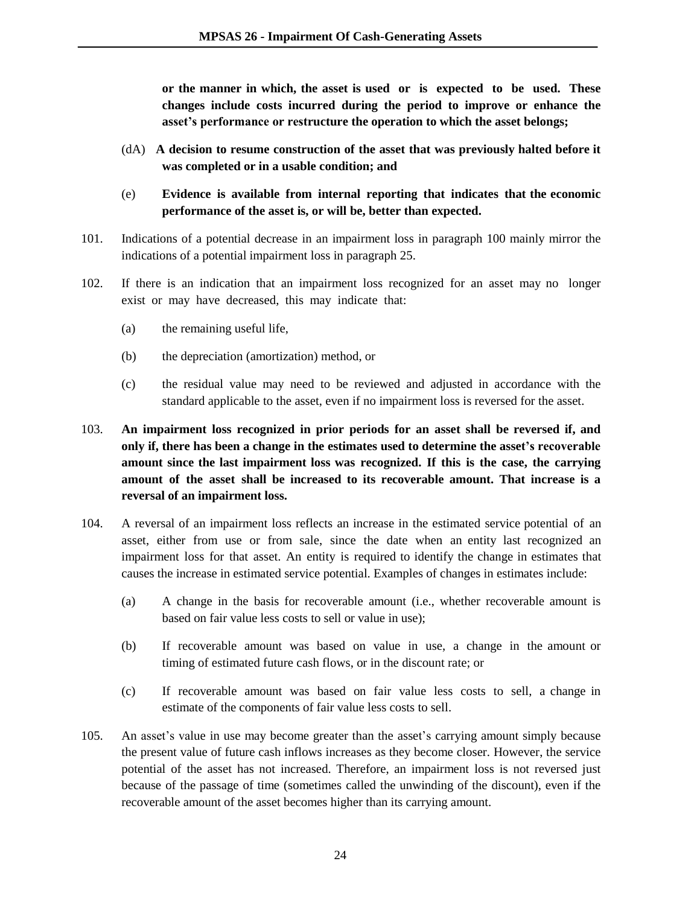**or the manner in which, the asset is used or is expected to be used. These changes include costs incurred during the period to improve or enhance the asset's performance or restructure the operation to which the asset belongs;**

(dA) **A decision to resume construction of the asset that was previously halted before it was completed or in a usable condition; and**

(e) **Evidence is available from internal reporting that indicates that the economic performance of the asset is, or will be, better than expected.**

101. Indications of a potential decrease in an impairment loss in paragraph 100 mainly mirror the indications of a potential impairment loss in paragraph 25.

102. If there is an indication that an impairment loss recognized for an asset may no longer exist or may have decreased, this may indicate that:

   (a) the remaining useful life,

   (b) the depreciation (amortization) method, or

   (c) the residual value may need to be reviewed and adjusted in accordance with the standard applicable to the asset, even if no impairment loss is reversed for the asset.

103. **An impairment loss recognized in prior periods for an asset shall be reversed if, and only if, there has been a change in the estimates used to determine the asset's recoverable amount since the last impairment loss was recognized. If this is the case, the carrying amount of the asset shall be increased to its recoverable amount. That increase is a reversal of an impairment loss.**

104. A reversal of an impairment loss reflects an increase in the estimated service potential of an asset, either from use or from sale, since the date when an entity last recognized an impairment loss for that asset. An entity is required to identify the change in estimates that causes the increase in estimated service potential. Examples of changes in estimates include:

   (a) A change in the basis for recoverable amount (i.e., whether recoverable amount is based on fair value less costs to sell or value in use);

   (b) If recoverable amount was based on value in use, a change in the amount or timing of estimated future cash flows, or in the discount rate; or

   (c) If recoverable amount was based on fair value less costs to sell, a change in estimate of the components of fair value less costs to sell.

105. An asset's value in use may become greater than the asset's carrying amount simply because the present value of future cash inflows increases as they become closer. However, the service potential of the asset has not increased. Therefore, an impairment loss is not reversed just because of the passage of time (sometimes called the unwinding of the discount), even if the recoverable amount of the asset becomes higher than its carrying amount.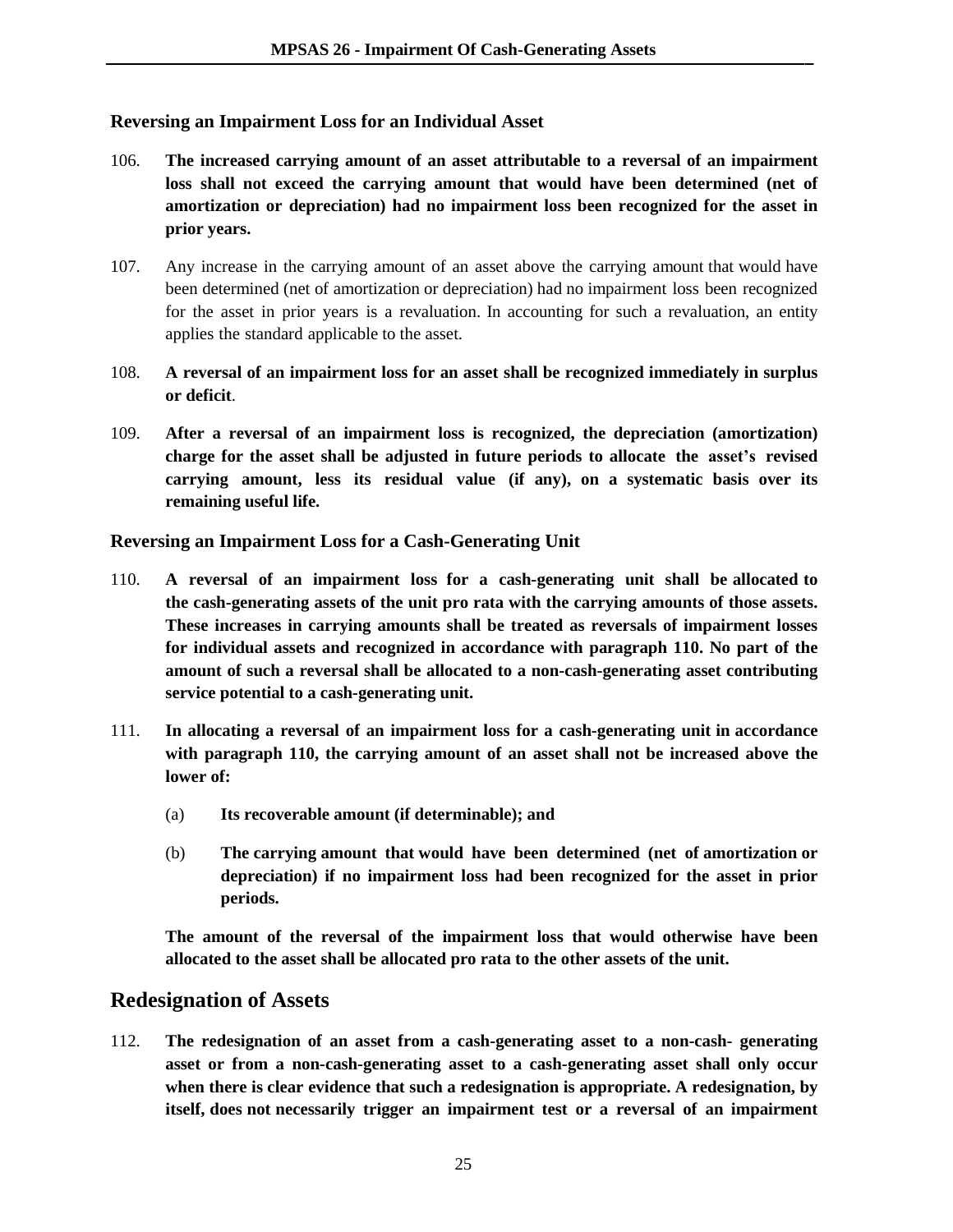### Reversing an Impairment Loss for an Individual Asset

106. **The increased carrying amount of an asset attributable to a reversal of an impairment loss shall not exceed the carrying amount that would have been determined (net of amortization or depreciation) had no impairment loss been recognized for the asset in prior years.**

107. Any increase in the carrying amount of an asset above the carrying amount that would have been determined (net of amortization or depreciation) had no impairment loss been recognized for the asset in prior years is a revaluation. In accounting for such a revaluation, an entity applies the standard applicable to the asset.

108. **A reversal of an impairment loss for an asset shall be recognized immediately in surplus or deficit**.

109. **After a reversal of an impairment loss is recognized, the depreciation (amortization) charge for the asset shall be adjusted in future periods to allocate the asset's revised carrying amount, less its residual value (if any), on a systematic basis over its remaining useful life.**

### Reversing an Impairment Loss for a Cash-Generating Unit

110. **A reversal of an impairment loss for a cash-generating unit shall be allocated to the cash-generating assets of the unit pro rata with the carrying amounts of those assets. These increases in carrying amounts shall be treated as reversals of impairment losses for individual assets and recognized in accordance with paragraph 110. No part of the amount of such a reversal shall be allocated to a non-cash-generating asset contributing service potential to a cash-generating unit.**

111. **In allocating a reversal of an impairment loss for a cash-generating unit in accordance with paragraph 110, the carrying amount of an asset shall not be increased above the lower of:**

    (a) **Its recoverable amount (if determinable); and**

    (b) **The carrying amount that would have been determined (net of amortization or depreciation) if no impairment loss had been recognized for the asset in prior periods.**

    **The amount of the reversal of the impairment loss that would otherwise have been allocated to the asset shall be allocated pro rata to the other assets of the unit.**

## Redesignation of Assets

112. **The redesignation of an asset from a cash-generating asset to a non-cash- generating asset or from a non-cash-generating asset to a cash-generating asset shall only occur when there is clear evidence that such a redesignation is appropriate. A redesignation, by itself, does not necessarily trigger an impairment test or a reversal of an impairment**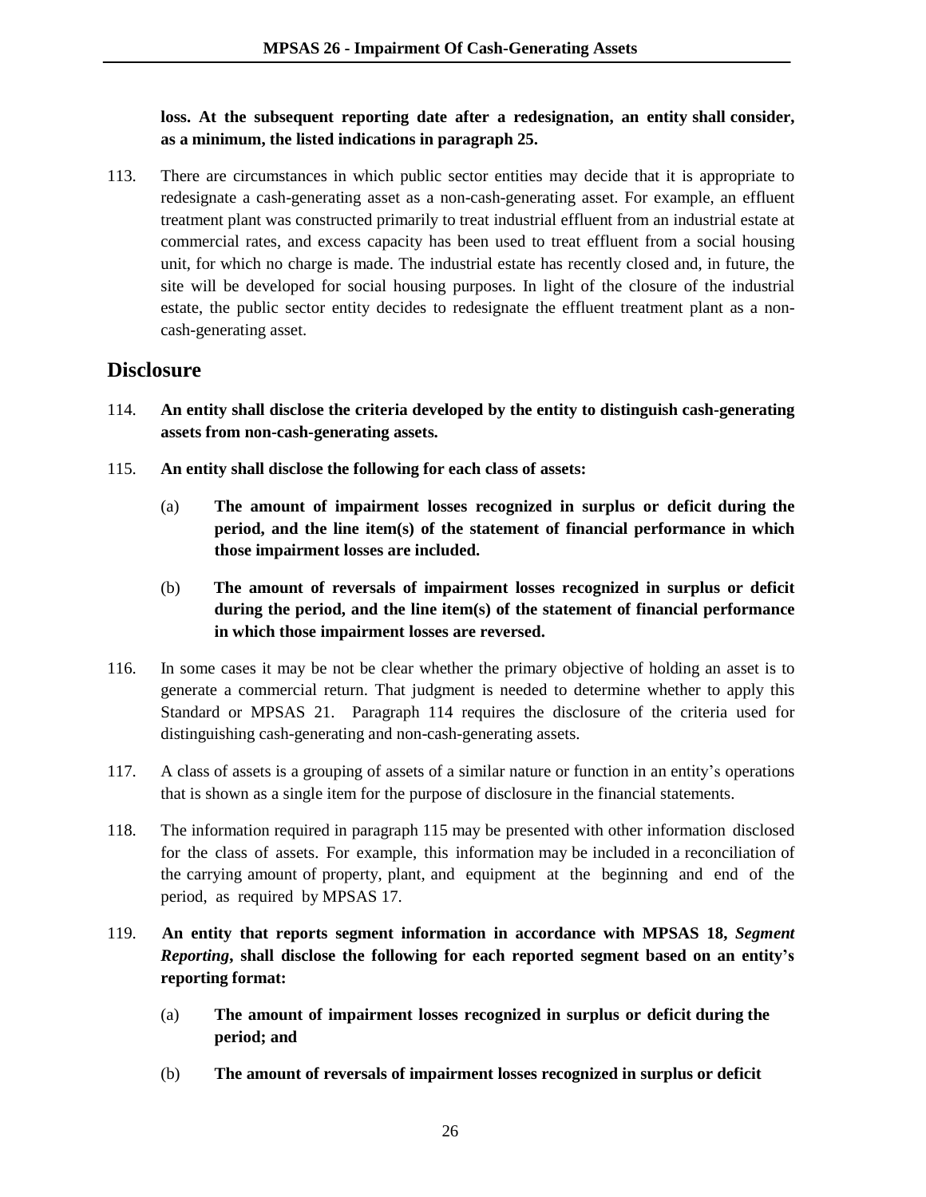**loss. At the subsequent reporting date after a redesignation, an entity shall consider, as a minimum, the listed indications in paragraph 25.**

113. There are circumstances in which public sector entities may decide that it is appropriate to redesignate a cash-generating asset as a non-cash-generating asset. For example, an effluent treatment plant was constructed primarily to treat industrial effluent from an industrial estate at commercial rates, and excess capacity has been used to treat effluent from a social housing unit, for which no charge is made. The industrial estate has recently closed and, in future, the site will be developed for social housing purposes. In light of the closure of the industrial estate, the public sector entity decides to redesignate the effluent treatment plant as a non-cash-generating asset.

## Disclosure

114. **An entity shall disclose the criteria developed by the entity to distinguish cash-generating assets from non-cash-generating assets.**

115. **An entity shall disclose the following for each class of assets:**

   (a) **The amount of impairment losses recognized in surplus or deficit during the period, and the line item(s) of the statement of financial performance in which those impairment losses are included.**

   (b) **The amount of reversals of impairment losses recognized in surplus or deficit during the period, and the line item(s) of the statement of financial performance in which those impairment losses are reversed.**

116. In some cases it may be not be clear whether the primary objective of holding an asset is to generate a commercial return. That judgment is needed to determine whether to apply this Standard or MPSAS 21. Paragraph 114 requires the disclosure of the criteria used for distinguishing cash-generating and non-cash-generating assets.

117. A class of assets is a grouping of assets of a similar nature or function in an entity's operations that is shown as a single item for the purpose of disclosure in the financial statements.

118. The information required in paragraph 115 may be presented with other information disclosed for the class of assets. For example, this information may be included in a reconciliation of the carrying amount of property, plant, and equipment at the beginning and end of the period, as required by MPSAS 17.

119. **An entity that reports segment information in accordance with MPSAS 18, *Segment Reporting*, shall disclose the following for each reported segment based on an entity's reporting format:**

   (a) **The amount of impairment losses recognized in surplus or deficit during the period; and**

   (b) **The amount of reversals of impairment losses recognized in surplus or deficit**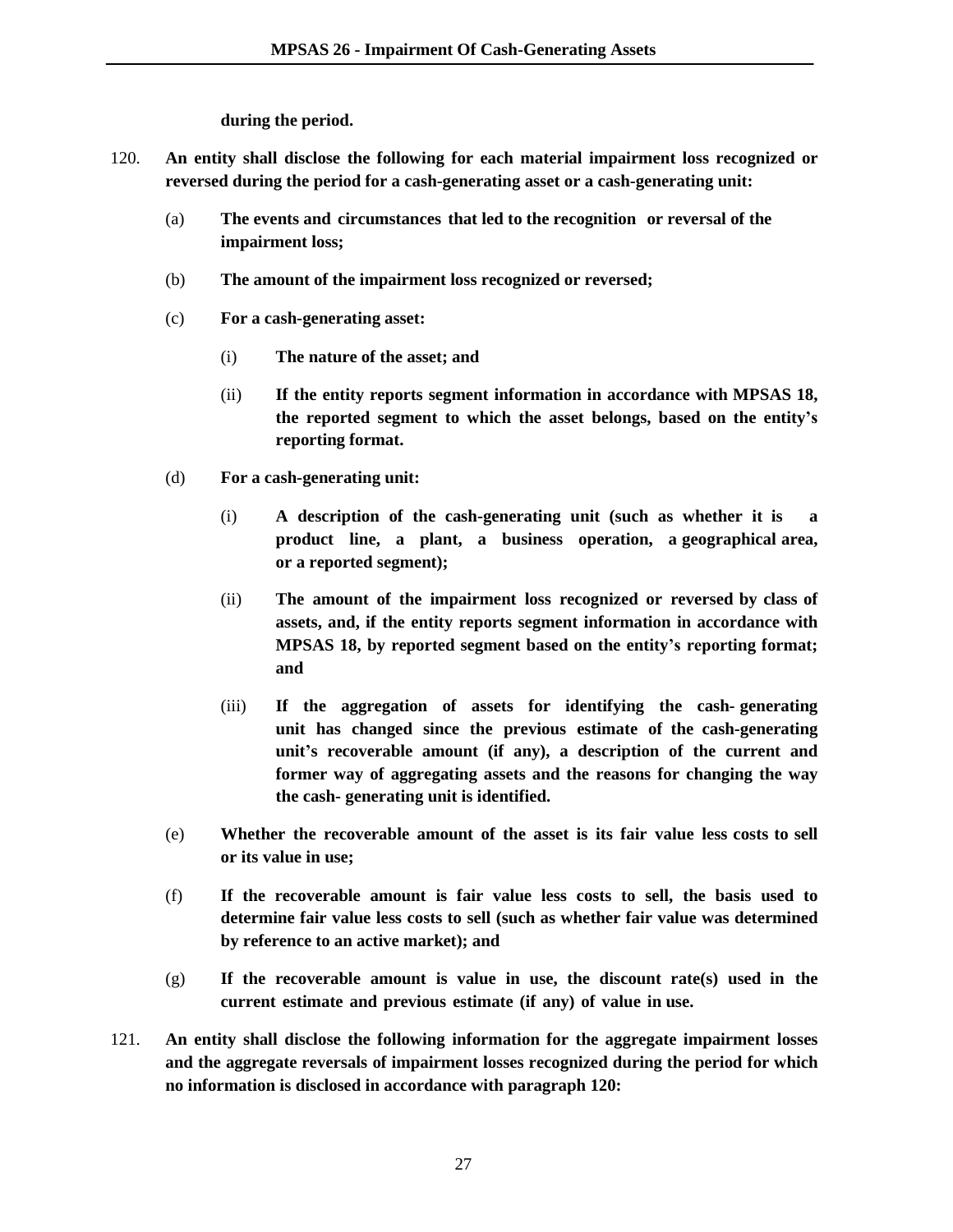**during the period.**

120. **An entity shall disclose the following for each material impairment loss recognized or reversed during the period for a cash-generating asset or a cash-generating unit:**

   (a) **The events and circumstances that led to the recognition or reversal of the impairment loss;**

   (b) **The amount of the impairment loss recognized or reversed;**

   (c) **For a cash-generating asset:**

      (i) **The nature of the asset; and**

      (ii) **If the entity reports segment information in accordance with MPSAS 18, the reported segment to which the asset belongs, based on the entity's reporting format.**

   (d) **For a cash-generating unit:**

      (i) **A description of the cash-generating unit (such as whether it is a product line, a plant, a business operation, a geographical area, or a reported segment);**

      (ii) **The amount of the impairment loss recognized or reversed by class of assets, and, if the entity reports segment information in accordance with MPSAS 18, by reported segment based on the entity's reporting format; and**

      (iii) **If the aggregation of assets for identifying the cash- generating unit has changed since the previous estimate of the cash-generating unit's recoverable amount (if any), a description of the current and former way of aggregating assets and the reasons for changing the way the cash- generating unit is identified.**

   (e) **Whether the recoverable amount of the asset is its fair value less costs to sell or its value in use;**

   (f) **If the recoverable amount is fair value less costs to sell, the basis used to determine fair value less costs to sell (such as whether fair value was determined by reference to an active market); and**

   (g) **If the recoverable amount is value in use, the discount rate(s) used in the current estimate and previous estimate (if any) of value in use.**

121. **An entity shall disclose the following information for the aggregate impairment losses and the aggregate reversals of impairment losses recognized during the period for which no information is disclosed in accordance with paragraph 120:**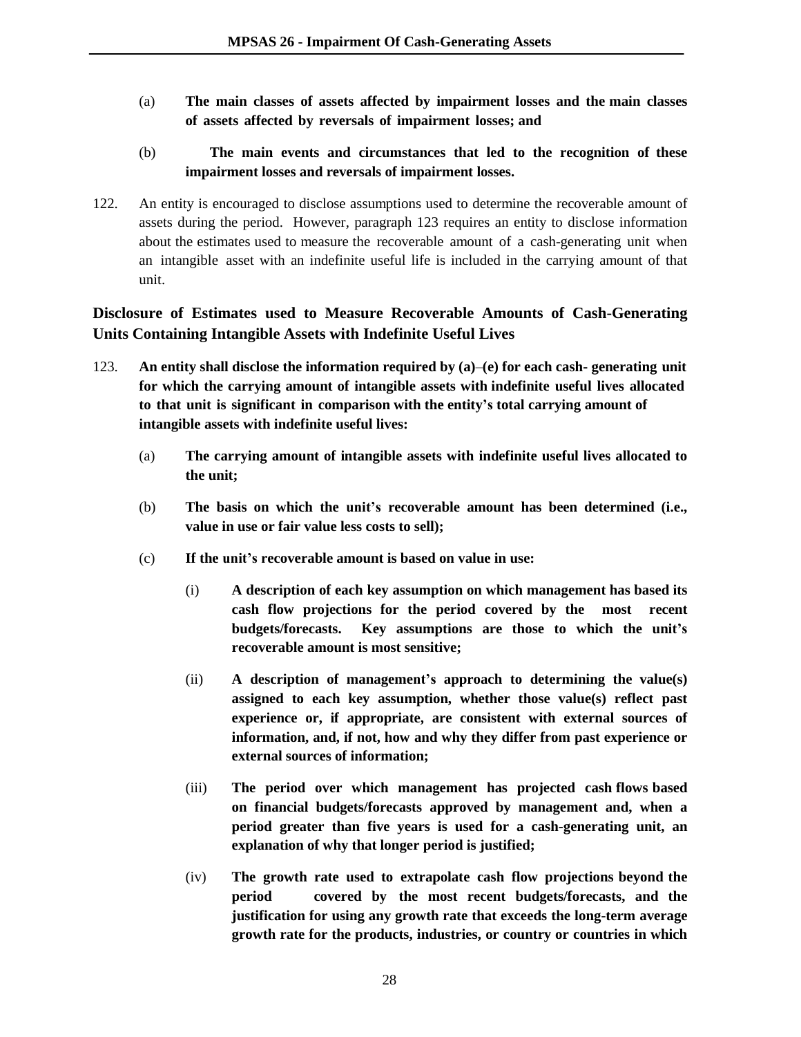(a) **The main classes of assets affected by impairment losses and the main classes of assets affected by reversals of impairment losses; and**

(b) **The main events and circumstances that led to the recognition of these impairment losses and reversals of impairment losses.**

122. An entity is encouraged to disclose assumptions used to determine the recoverable amount of assets during the period. However, paragraph 123 requires an entity to disclose information about the estimates used to measure the recoverable amount of a cash-generating unit when an intangible asset with an indefinite useful life is included in the carrying amount of that unit.

## Disclosure of Estimates used to Measure Recoverable Amounts of Cash-Generating Units Containing Intangible Assets with Indefinite Useful Lives

123. **An entity shall disclose the information required by (a)–(e) for each cash- generating unit for which the carrying amount of intangible assets with indefinite useful lives allocated to that unit is significant in comparison with the entity's total carrying amount of intangible assets with indefinite useful lives:**

(a) **The carrying amount of intangible assets with indefinite useful lives allocated to the unit;**

(b) **The basis on which the unit's recoverable amount has been determined (i.e., value in use or fair value less costs to sell);**

(c) **If the unit's recoverable amount is based on value in use:**

(i) **A description of each key assumption on which management has based its cash flow projections for the period covered by the most recent budgets/forecasts. Key assumptions are those to which the unit's recoverable amount is most sensitive;**

(ii) **A description of management's approach to determining the value(s) assigned to each key assumption, whether those value(s) reflect past experience or, if appropriate, are consistent with external sources of information, and, if not, how and why they differ from past experience or external sources of information;**

(iii) **The period over which management has projected cash flows based on financial budgets/forecasts approved by management and, when a period greater than five years is used for a cash-generating unit, an explanation of why that longer period is justified;**

(iv) **The growth rate used to extrapolate cash flow projections beyond the period covered by the most recent budgets/forecasts, and the justification for using any growth rate that exceeds the long-term average growth rate for the products, industries, or country or countries in which**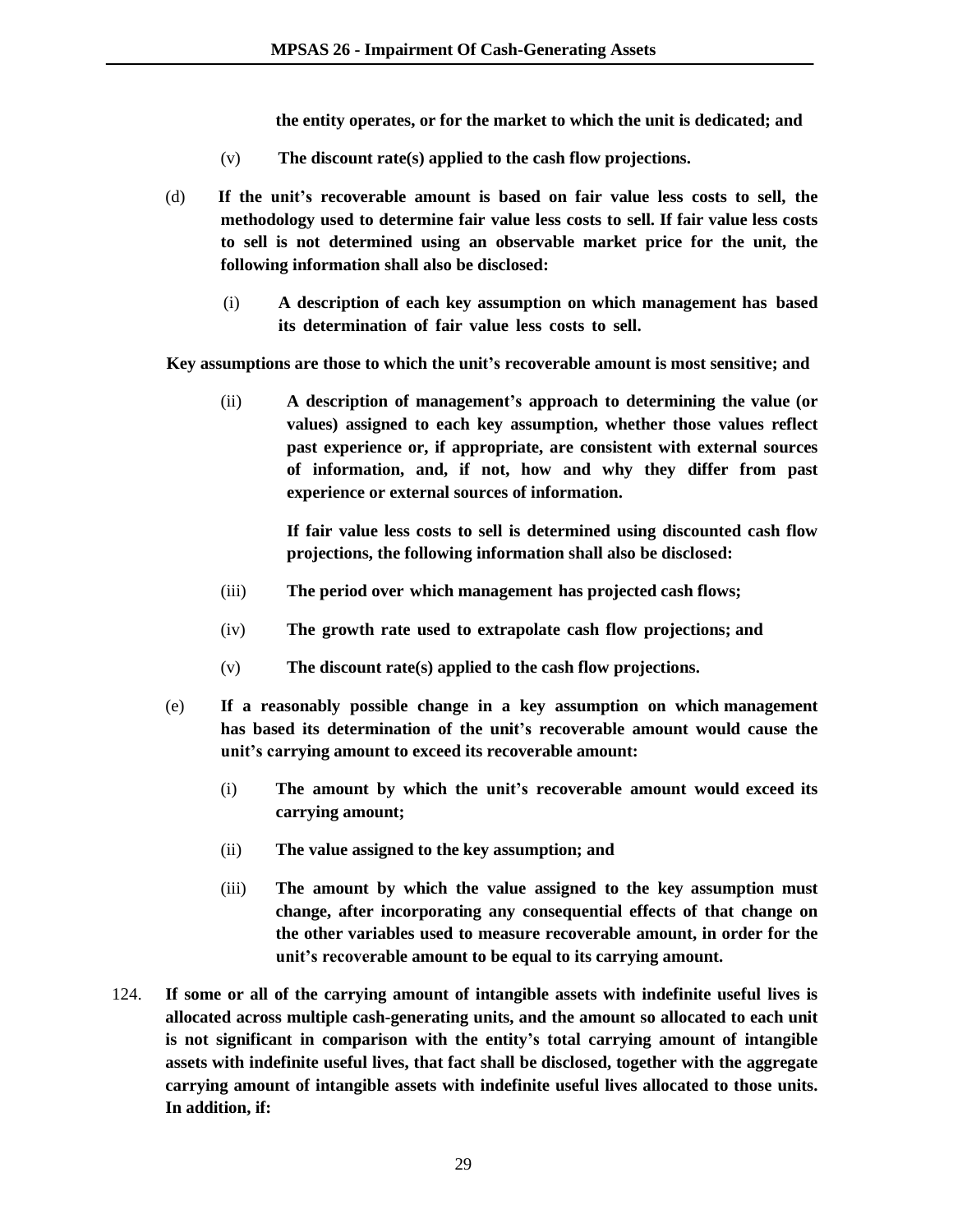**the entity operates, or for the market to which the unit is dedicated; and**

(v) **The discount rate(s) applied to the cash flow projections.**

(d) **If the unit's recoverable amount is based on fair value less costs to sell, the methodology used to determine fair value less costs to sell. If fair value less costs to sell is not determined using an observable market price for the unit, the following information shall also be disclosed:**

(i) **A description of each key assumption on which management has based its determination of fair value less costs to sell.**

**Key assumptions are those to which the unit's recoverable amount is most sensitive; and**

(ii) **A description of management's approach to determining the value (or values) assigned to each key assumption, whether those values reflect past experience or, if appropriate, are consistent with external sources of information, and, if not, how and why they differ from past experience or external sources of information.**

**If fair value less costs to sell is determined using discounted cash flow projections, the following information shall also be disclosed:**

(iii) **The period over which management has projected cash flows;**

(iv) **The growth rate used to extrapolate cash flow projections; and**

(v) **The discount rate(s) applied to the cash flow projections.**

(e) **If a reasonably possible change in a key assumption on which management has based its determination of the unit's recoverable amount would cause the unit's carrying amount to exceed its recoverable amount:**

(i) **The amount by which the unit's recoverable amount would exceed its carrying amount;**

(ii) **The value assigned to the key assumption; and**

(iii) **The amount by which the value assigned to the key assumption must change, after incorporating any consequential effects of that change on the other variables used to measure recoverable amount, in order for the unit's recoverable amount to be equal to its carrying amount.**

124. **If some or all of the carrying amount of intangible assets with indefinite useful lives is allocated across multiple cash-generating units, and the amount so allocated to each unit is not significant in comparison with the entity's total carrying amount of intangible assets with indefinite useful lives, that fact shall be disclosed, together with the aggregate carrying amount of intangible assets with indefinite useful lives allocated to those units. In addition, if:**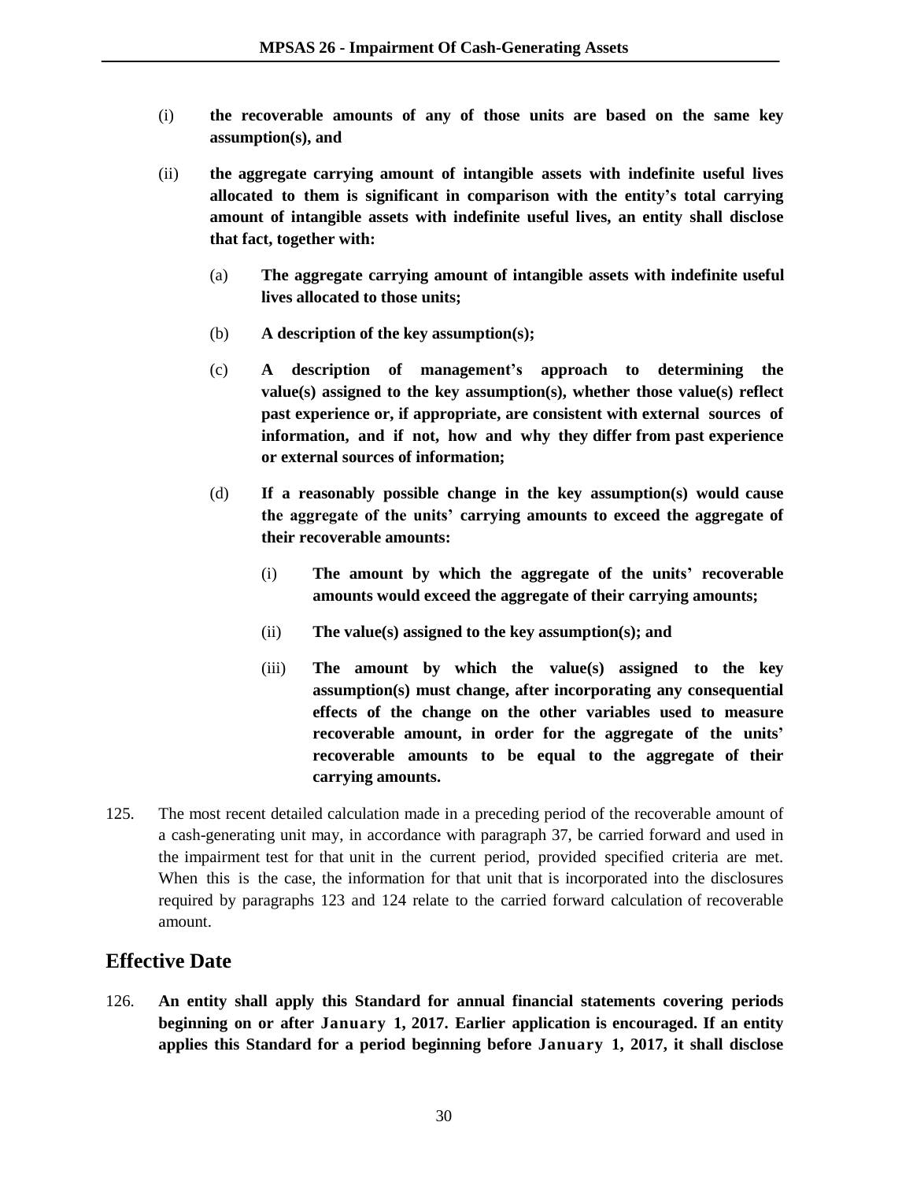(i) **the recoverable amounts of any of those units are based on the same key assumption(s), and**

(ii) **the aggregate carrying amount of intangible assets with indefinite useful lives allocated to them is significant in comparison with the entity's total carrying amount of intangible assets with indefinite useful lives, an entity shall disclose that fact, together with:**

(a) **The aggregate carrying amount of intangible assets with indefinite useful lives allocated to those units;**

(b) **A description of the key assumption(s);**

(c) **A description of management's approach to determining the value(s) assigned to the key assumption(s), whether those value(s) reflect past experience or, if appropriate, are consistent with external sources of information, and if not, how and why they differ from past experience or external sources of information;**

(d) **If a reasonably possible change in the key assumption(s) would cause the aggregate of the units' carrying amounts to exceed the aggregate of their recoverable amounts:**

(i) **The amount by which the aggregate of the units' recoverable amounts would exceed the aggregate of their carrying amounts;**

(ii) **The value(s) assigned to the key assumption(s); and**

(iii) **The amount by which the value(s) assigned to the key assumption(s) must change, after incorporating any consequential effects of the change on the other variables used to measure recoverable amount, in order for the aggregate of the units' recoverable amounts to be equal to the aggregate of their carrying amounts.**

125. The most recent detailed calculation made in a preceding period of the recoverable amount of a cash-generating unit may, in accordance with paragraph 37, be carried forward and used in the impairment test for that unit in the current period, provided specified criteria are met. When this is the case, the information for that unit that is incorporated into the disclosures required by paragraphs 123 and 124 relate to the carried forward calculation of recoverable amount.

## Effective Date

126. **An entity shall apply this Standard for annual financial statements covering periods beginning on or after January 1, 2017. Earlier application is encouraged. If an entity applies this Standard for a period beginning before January 1, 2017, it shall disclose**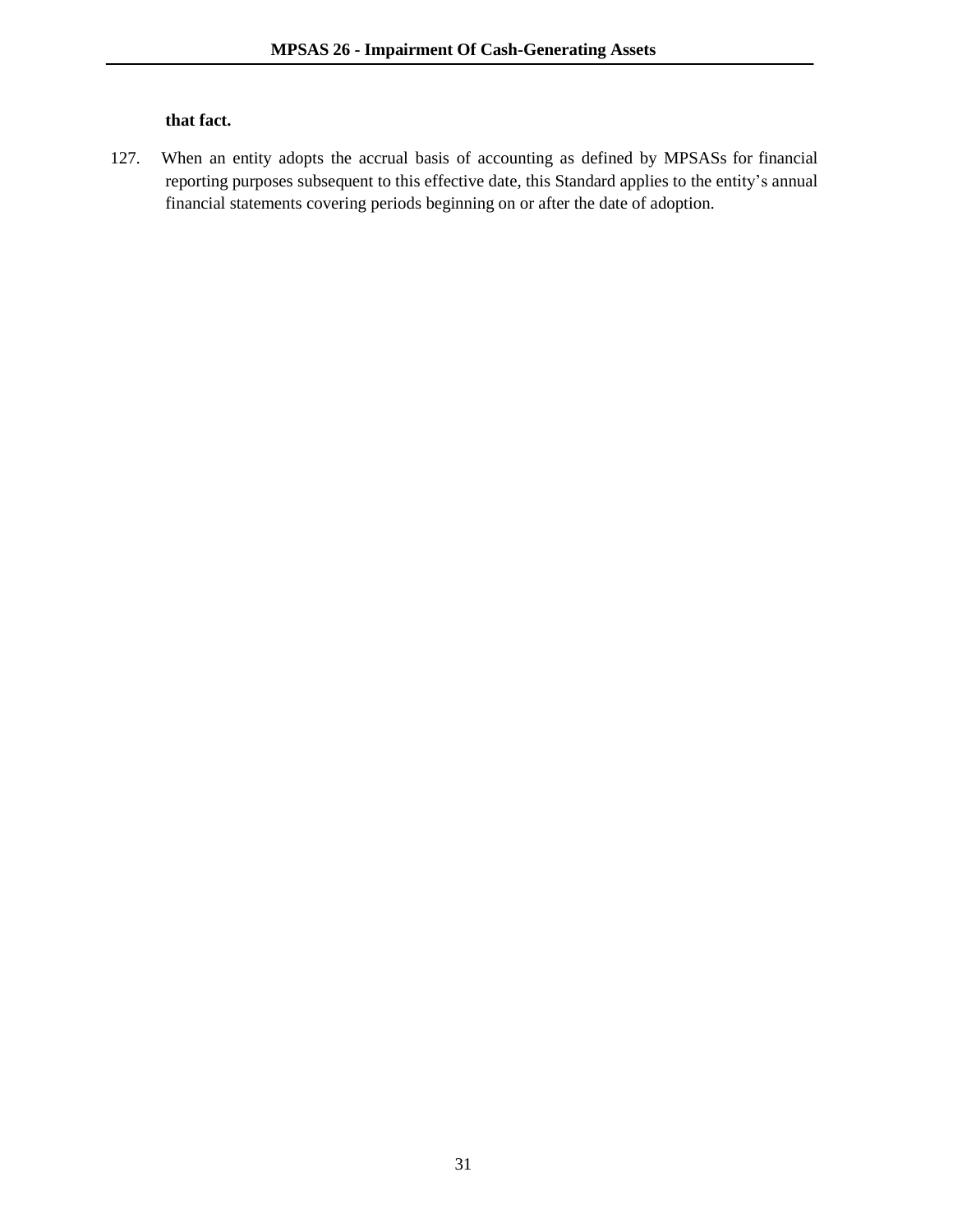**that fact.**

127. When an entity adopts the accrual basis of accounting as defined by MPSASs for financial reporting purposes subsequent to this effective date, this Standard applies to the entity's annual financial statements covering periods beginning on or after the date of adoption.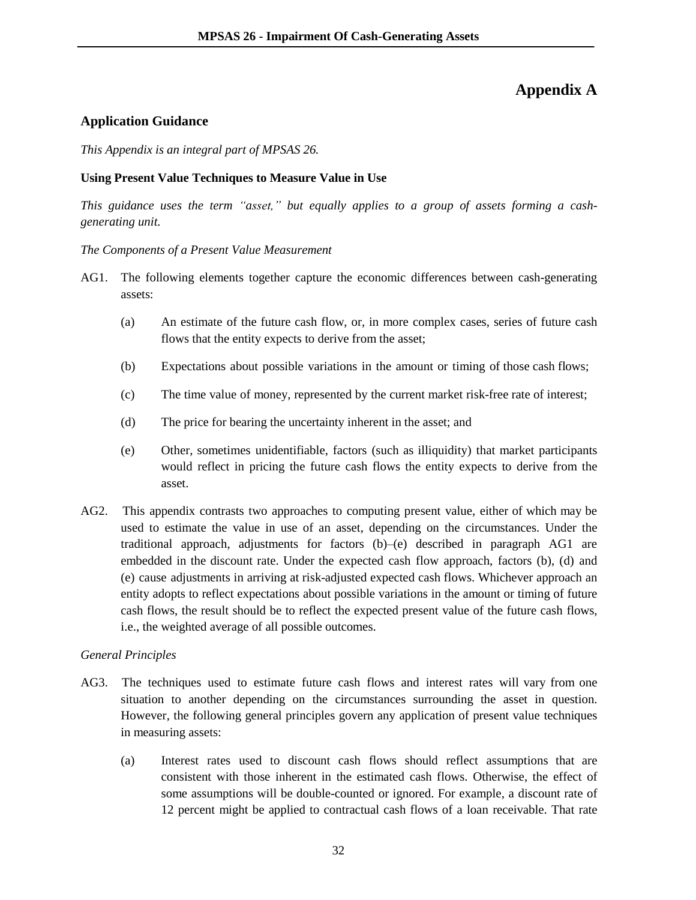# Appendix A

## Application Guidance

*This Appendix is an integral part of MPSAS 26.*

### Using Present Value Techniques to Measure Value in Use

*This guidance uses the term "asset," but equally applies to a group of assets forming a cash-generating unit.*

*The Components of a Present Value Measurement*

AG1. The following elements together capture the economic differences between cash-generating assets:

(a) An estimate of the future cash flow, or, in more complex cases, series of future cash flows that the entity expects to derive from the asset;

(b) Expectations about possible variations in the amount or timing of those cash flows;

(c) The time value of money, represented by the current market risk-free rate of interest;

(d) The price for bearing the uncertainty inherent in the asset; and

(e) Other, sometimes unidentifiable, factors (such as illiquidity) that market participants would reflect in pricing the future cash flows the entity expects to derive from the asset.

AG2. This appendix contrasts two approaches to computing present value, either of which may be used to estimate the value in use of an asset, depending on the circumstances. Under the traditional approach, adjustments for factors (b)–(e) described in paragraph AG1 are embedded in the discount rate. Under the expected cash flow approach, factors (b), (d) and (e) cause adjustments in arriving at risk-adjusted expected cash flows. Whichever approach an entity adopts to reflect expectations about possible variations in the amount or timing of future cash flows, the result should be to reflect the expected present value of the future cash flows, i.e., the weighted average of all possible outcomes.

*General Principles*

AG3. The techniques used to estimate future cash flows and interest rates will vary from one situation to another depending on the circumstances surrounding the asset in question. However, the following general principles govern any application of present value techniques in measuring assets:

(a) Interest rates used to discount cash flows should reflect assumptions that are consistent with those inherent in the estimated cash flows. Otherwise, the effect of some assumptions will be double-counted or ignored. For example, a discount rate of 12 percent might be applied to contractual cash flows of a loan receivable. That rate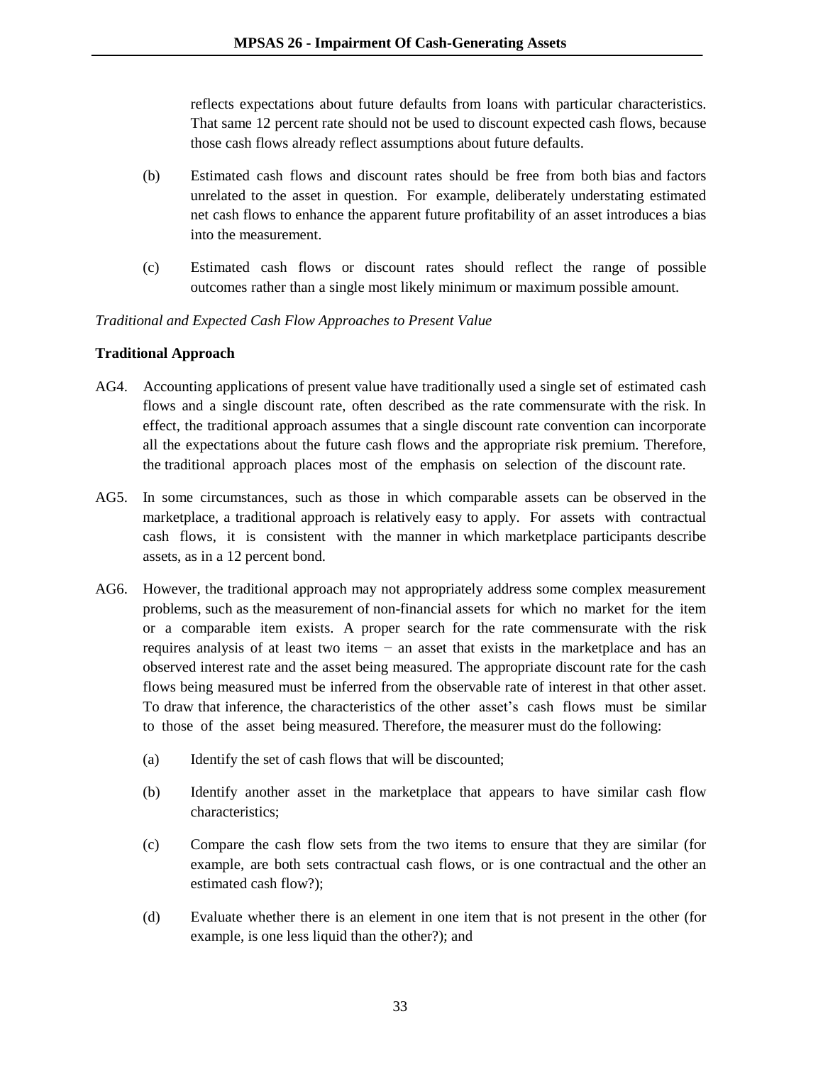reflects expectations about future defaults from loans with particular characteristics. That same 12 percent rate should not be used to discount expected cash flows, because those cash flows already reflect assumptions about future defaults.

(b) Estimated cash flows and discount rates should be free from both bias and factors unrelated to the asset in question. For example, deliberately understating estimated net cash flows to enhance the apparent future profitability of an asset introduces a bias into the measurement.

(c) Estimated cash flows or discount rates should reflect the range of possible outcomes rather than a single most likely minimum or maximum possible amount.

*Traditional and Expected Cash Flow Approaches to Present Value*

**Traditional Approach**

AG4. Accounting applications of present value have traditionally used a single set of estimated cash flows and a single discount rate, often described as the rate commensurate with the risk. In effect, the traditional approach assumes that a single discount rate convention can incorporate all the expectations about the future cash flows and the appropriate risk premium. Therefore, the traditional approach places most of the emphasis on selection of the discount rate.

AG5. In some circumstances, such as those in which comparable assets can be observed in the marketplace, a traditional approach is relatively easy to apply. For assets with contractual cash flows, it is consistent with the manner in which marketplace participants describe assets, as in a 12 percent bond.

AG6. However, the traditional approach may not appropriately address some complex measurement problems, such as the measurement of non-financial assets for which no market for the item or a comparable item exists. A proper search for the rate commensurate with the risk requires analysis of at least two items − an asset that exists in the marketplace and has an observed interest rate and the asset being measured. The appropriate discount rate for the cash flows being measured must be inferred from the observable rate of interest in that other asset. To draw that inference, the characteristics of the other asset's cash flows must be similar to those of the asset being measured. Therefore, the measurer must do the following:

(a) Identify the set of cash flows that will be discounted;

(b) Identify another asset in the marketplace that appears to have similar cash flow characteristics;

(c) Compare the cash flow sets from the two items to ensure that they are similar (for example, are both sets contractual cash flows, or is one contractual and the other an estimated cash flow?);

(d) Evaluate whether there is an element in one item that is not present in the other (for example, is one less liquid than the other?); and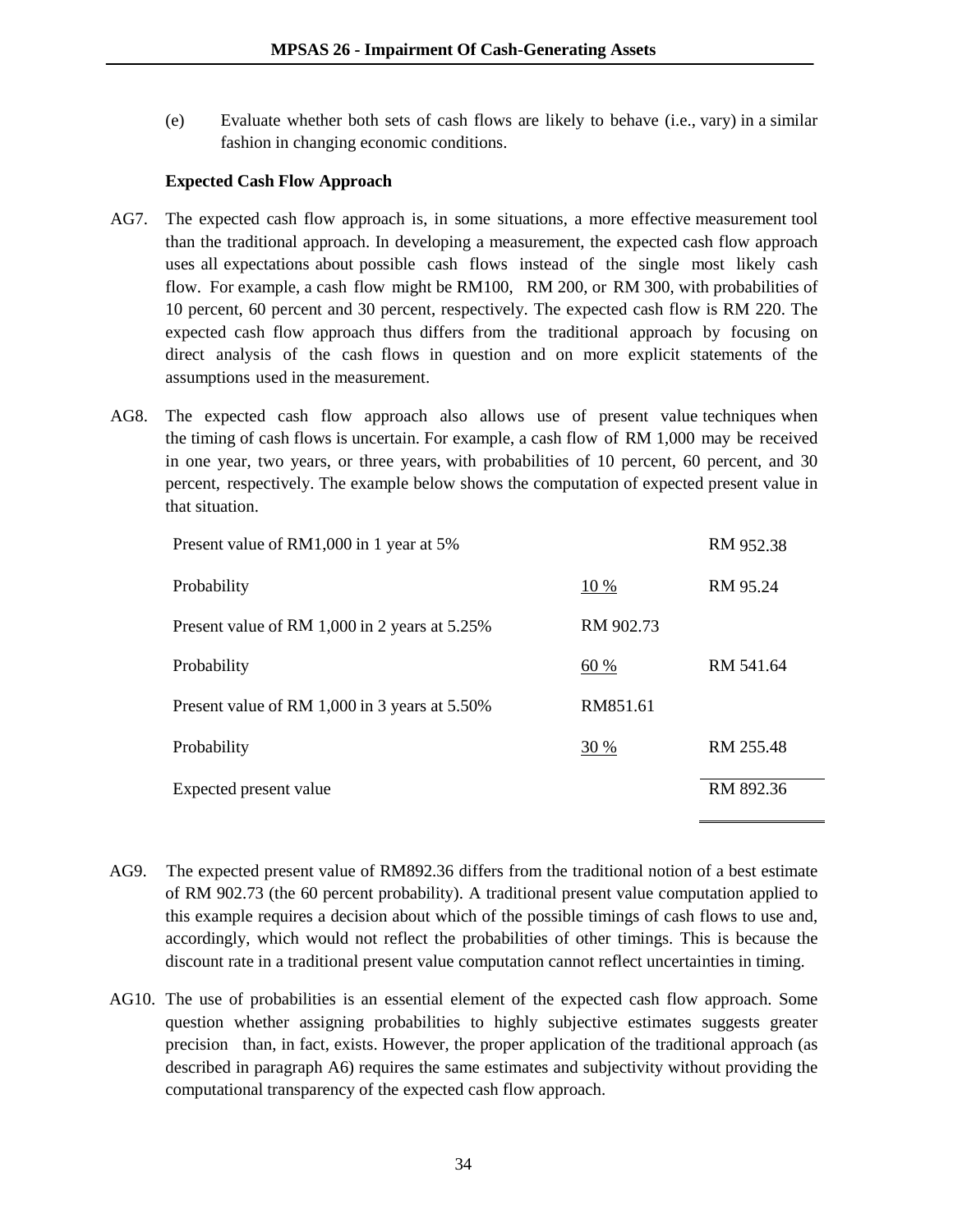(e) Evaluate whether both sets of cash flows are likely to behave (i.e., vary) in a similar fashion in changing economic conditions.

**Expected Cash Flow Approach**

AG7. The expected cash flow approach is, in some situations, a more effective measurement tool than the traditional approach. In developing a measurement, the expected cash flow approach uses all expectations about possible cash flows instead of the single most likely cash flow. For example, a cash flow might be RM100, RM 200, or RM 300, with probabilities of 10 percent, 60 percent and 30 percent, respectively. The expected cash flow is RM 220. The expected cash flow approach thus differs from the traditional approach by focusing on direct analysis of the cash flows in question and on more explicit statements of the assumptions used in the measurement.

AG8. The expected cash flow approach also allows use of present value techniques when the timing of cash flows is uncertain. For example, a cash flow of RM 1,000 may be received in one year, two years, or three years, with probabilities of 10 percent, 60 percent, and 30 percent, respectively. The example below shows the computation of expected present value in that situation.

| | | |
|---|---|---|
| Present value of RM1,000 in 1 year at 5% | | RM 952.38 |
| Probability | 10 % | RM 95.24 |
| Present value of RM 1,000 in 2 years at 5.25% | RM 902.73 | |
| Probability | 60 % | RM 541.64 |
| Present value of RM 1,000 in 3 years at 5.50% | RM851.61 | |
| Probability | 30 % | RM 255.48 |
| Expected present value | | RM 892.36 |

AG9. The expected present value of RM892.36 differs from the traditional notion of a best estimate of RM 902.73 (the 60 percent probability). A traditional present value computation applied to this example requires a decision about which of the possible timings of cash flows to use and, accordingly, which would not reflect the probabilities of other timings. This is because the discount rate in a traditional present value computation cannot reflect uncertainties in timing.

AG10. The use of probabilities is an essential element of the expected cash flow approach. Some question whether assigning probabilities to highly subjective estimates suggests greater precision than, in fact, exists. However, the proper application of the traditional approach (as described in paragraph A6) requires the same estimates and subjectivity without providing the computational transparency of the expected cash flow approach.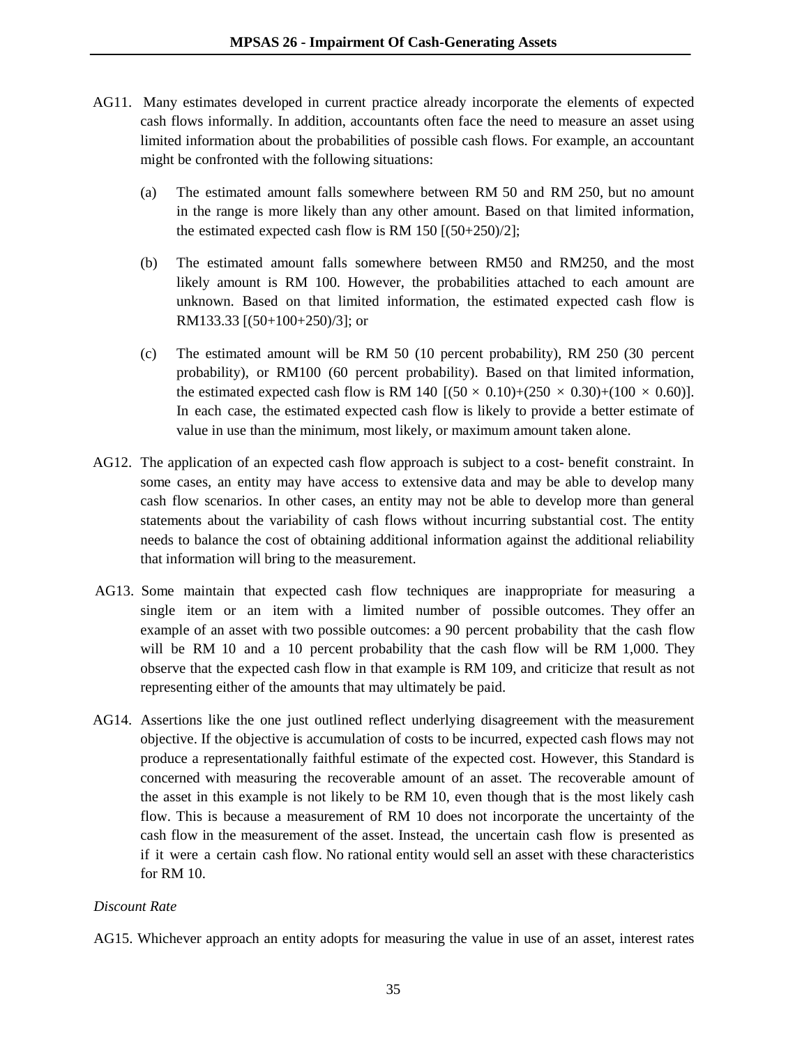AG11. Many estimates developed in current practice already incorporate the elements of expected cash flows informally. In addition, accountants often face the need to measure an asset using limited information about the probabilities of possible cash flows. For example, an accountant might be confronted with the following situations:

(a) The estimated amount falls somewhere between RM 50 and RM 250, but no amount in the range is more likely than any other amount. Based on that limited information, the estimated expected cash flow is RM 150 [(50+250)/2];

(b) The estimated amount falls somewhere between RM50 and RM250, and the most likely amount is RM 100. However, the probabilities attached to each amount are unknown. Based on that limited information, the estimated expected cash flow is RM133.33 [(50+100+250)/3]; or

(c) The estimated amount will be RM 50 (10 percent probability), RM 250 (30 percent probability), or RM100 (60 percent probability). Based on that limited information, the estimated expected cash flow is RM 140 [$(50 \times 0.10)+(250 \times 0.30)+(100 \times 0.60)$]. In each case, the estimated expected cash flow is likely to provide a better estimate of value in use than the minimum, most likely, or maximum amount taken alone.

AG12. The application of an expected cash flow approach is subject to a cost- benefit constraint. In some cases, an entity may have access to extensive data and may be able to develop many cash flow scenarios. In other cases, an entity may not be able to develop more than general statements about the variability of cash flows without incurring substantial cost. The entity needs to balance the cost of obtaining additional information against the additional reliability that information will bring to the measurement.

AG13. Some maintain that expected cash flow techniques are inappropriate for measuring a single item or an item with a limited number of possible outcomes. They offer an example of an asset with two possible outcomes: a 90 percent probability that the cash flow will be RM 10 and a 10 percent probability that the cash flow will be RM 1,000. They observe that the expected cash flow in that example is RM 109, and criticize that result as not representing either of the amounts that may ultimately be paid.

AG14. Assertions like the one just outlined reflect underlying disagreement with the measurement objective. If the objective is accumulation of costs to be incurred, expected cash flows may not produce a representationally faithful estimate of the expected cost. However, this Standard is concerned with measuring the recoverable amount of an asset. The recoverable amount of the asset in this example is not likely to be RM 10, even though that is the most likely cash flow. This is because a measurement of RM 10 does not incorporate the uncertainty of the cash flow in the measurement of the asset. Instead, the uncertain cash flow is presented as if it were a certain cash flow. No rational entity would sell an asset with these characteristics for RM 10.

*Discount Rate*

AG15. Whichever approach an entity adopts for measuring the value in use of an asset, interest rates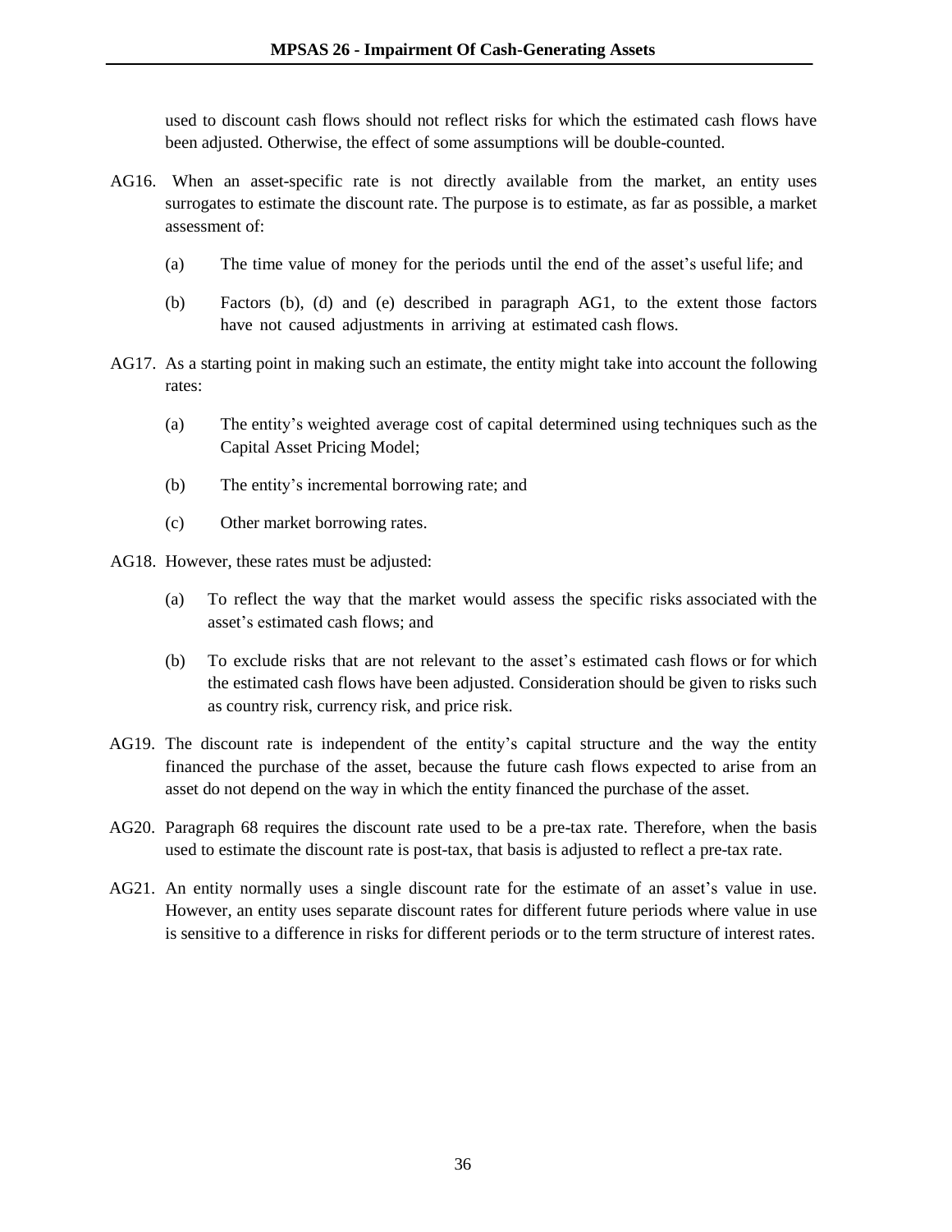used to discount cash flows should not reflect risks for which the estimated cash flows have been adjusted. Otherwise, the effect of some assumptions will be double-counted.

AG16. When an asset-specific rate is not directly available from the market, an entity uses surrogates to estimate the discount rate. The purpose is to estimate, as far as possible, a market assessment of:

(a) The time value of money for the periods until the end of the asset's useful life; and

(b) Factors (b), (d) and (e) described in paragraph AG1, to the extent those factors have not caused adjustments in arriving at estimated cash flows.

AG17. As a starting point in making such an estimate, the entity might take into account the following rates:

(a) The entity's weighted average cost of capital determined using techniques such as the Capital Asset Pricing Model;

(b) The entity's incremental borrowing rate; and

(c) Other market borrowing rates.

AG18. However, these rates must be adjusted:

(a) To reflect the way that the market would assess the specific risks associated with the asset's estimated cash flows; and

(b) To exclude risks that are not relevant to the asset's estimated cash flows or for which the estimated cash flows have been adjusted. Consideration should be given to risks such as country risk, currency risk, and price risk.

AG19. The discount rate is independent of the entity's capital structure and the way the entity financed the purchase of the asset, because the future cash flows expected to arise from an asset do not depend on the way in which the entity financed the purchase of the asset.

AG20. Paragraph 68 requires the discount rate used to be a pre-tax rate. Therefore, when the basis used to estimate the discount rate is post-tax, that basis is adjusted to reflect a pre-tax rate.

AG21. An entity normally uses a single discount rate for the estimate of an asset's value in use. However, an entity uses separate discount rates for different future periods where value in use is sensitive to a difference in risks for different periods or to the term structure of interest rates.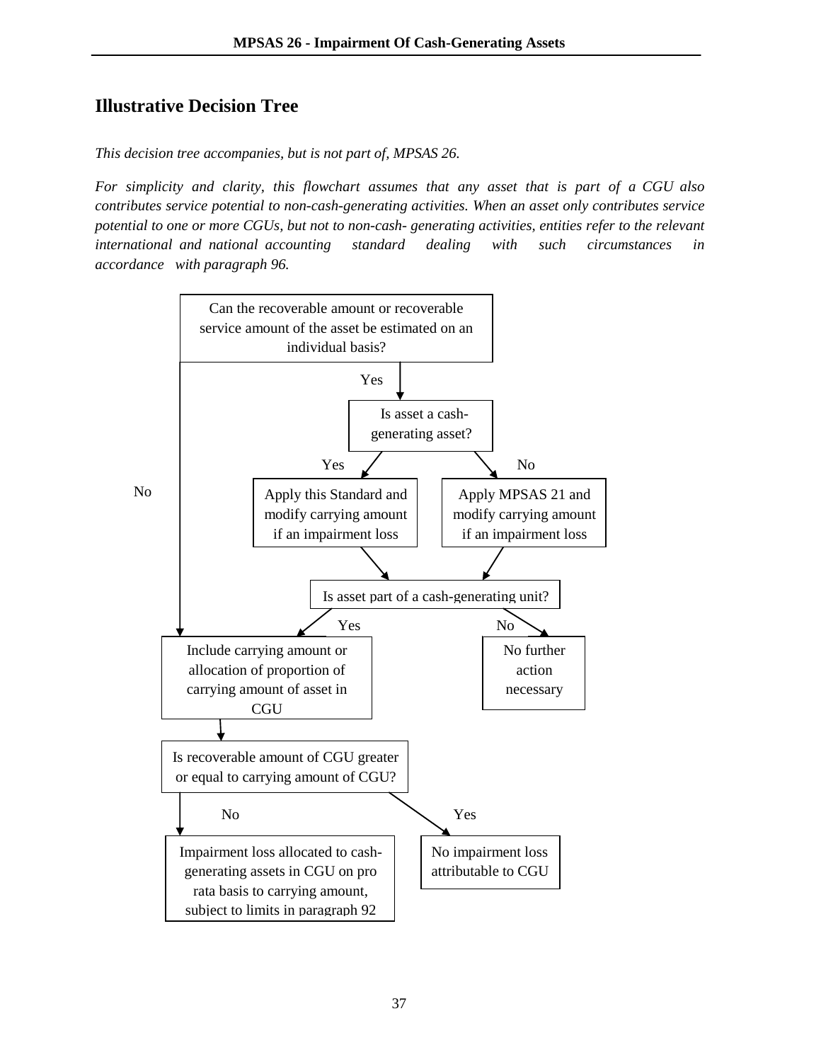## Illustrative Decision Tree

*This decision tree accompanies, but is not part of, MPSAS 26.*

*For simplicity and clarity, this flowchart assumes that any asset that is part of a CGU also contributes service potential to non-cash-generating activities. When an asset only contributes service potential to one or more CGUs, but not to non-cash- generating activities, entities refer to the relevant international and national accounting standard dealing with such circumstances in accordance with paragraph 96.*

Can the recoverable amount or recoverable service amount of the asset be estimated on an individual basis?

- Yes → Is asset a cash-generating asset?
  - Yes → Apply this Standard and modify carrying amount if an impairment loss → Is asset part of a cash-generating unit?
  - No → Apply MPSAS 21 and modify carrying amount if an impairment loss → Is asset part of a cash-generating unit?
- No → Include carrying amount or allocation of proportion of carrying amount of asset in CGU

Is asset part of a cash-generating unit?

- Yes → Include carrying amount or allocation of proportion of carrying amount of asset in CGU
- No → No further action necessary

Include carrying amount or allocation of proportion of carrying amount of asset in CGU → Is recoverable amount of CGU greater or equal to carrying amount of CGU?

- No → Impairment loss allocated to cash-generating assets in CGU on pro rata basis to carrying amount, subject to limits in paragraph 92
- Yes → No impairment loss attributable to CGU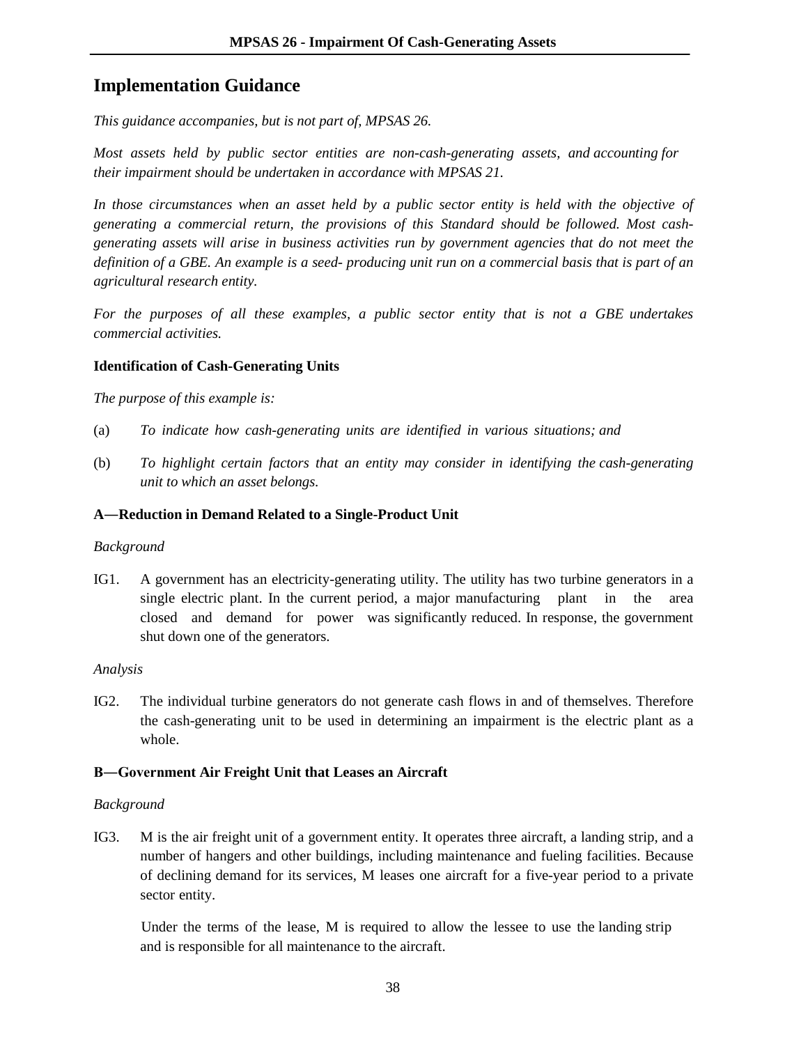## Implementation Guidance

*This guidance accompanies, but is not part of, MPSAS 26.*

*Most assets held by public sector entities are non-cash-generating assets, and accounting for their impairment should be undertaken in accordance with MPSAS 21.*

*In those circumstances when an asset held by a public sector entity is held with the objective of generating a commercial return, the provisions of this Standard should be followed. Most cash-generating assets will arise in business activities run by government agencies that do not meet the definition of a GBE. An example is a seed- producing unit run on a commercial basis that is part of an agricultural research entity.*

*For the purposes of all these examples, a public sector entity that is not a GBE undertakes commercial activities.*

### Identification of Cash-Generating Units

*The purpose of this example is:*

(a) *To indicate how cash-generating units are identified in various situations; and*

(b) *To highlight certain factors that an entity may consider in identifying the cash-generating unit to which an asset belongs.*

#### A—Reduction in Demand Related to a Single-Product Unit

*Background*

IG1. A government has an electricity-generating utility. The utility has two turbine generators in a single electric plant. In the current period, a major manufacturing plant in the area closed and demand for power was significantly reduced. In response, the government shut down one of the generators.

*Analysis*

IG2. The individual turbine generators do not generate cash flows in and of themselves. Therefore the cash-generating unit to be used in determining an impairment is the electric plant as a whole.

#### B—Government Air Freight Unit that Leases an Aircraft

*Background*

IG3. M is the air freight unit of a government entity. It operates three aircraft, a landing strip, and a number of hangers and other buildings, including maintenance and fueling facilities. Because of declining demand for its services, M leases one aircraft for a five-year period to a private sector entity.

Under the terms of the lease, M is required to allow the lessee to use the landing strip and is responsible for all maintenance to the aircraft.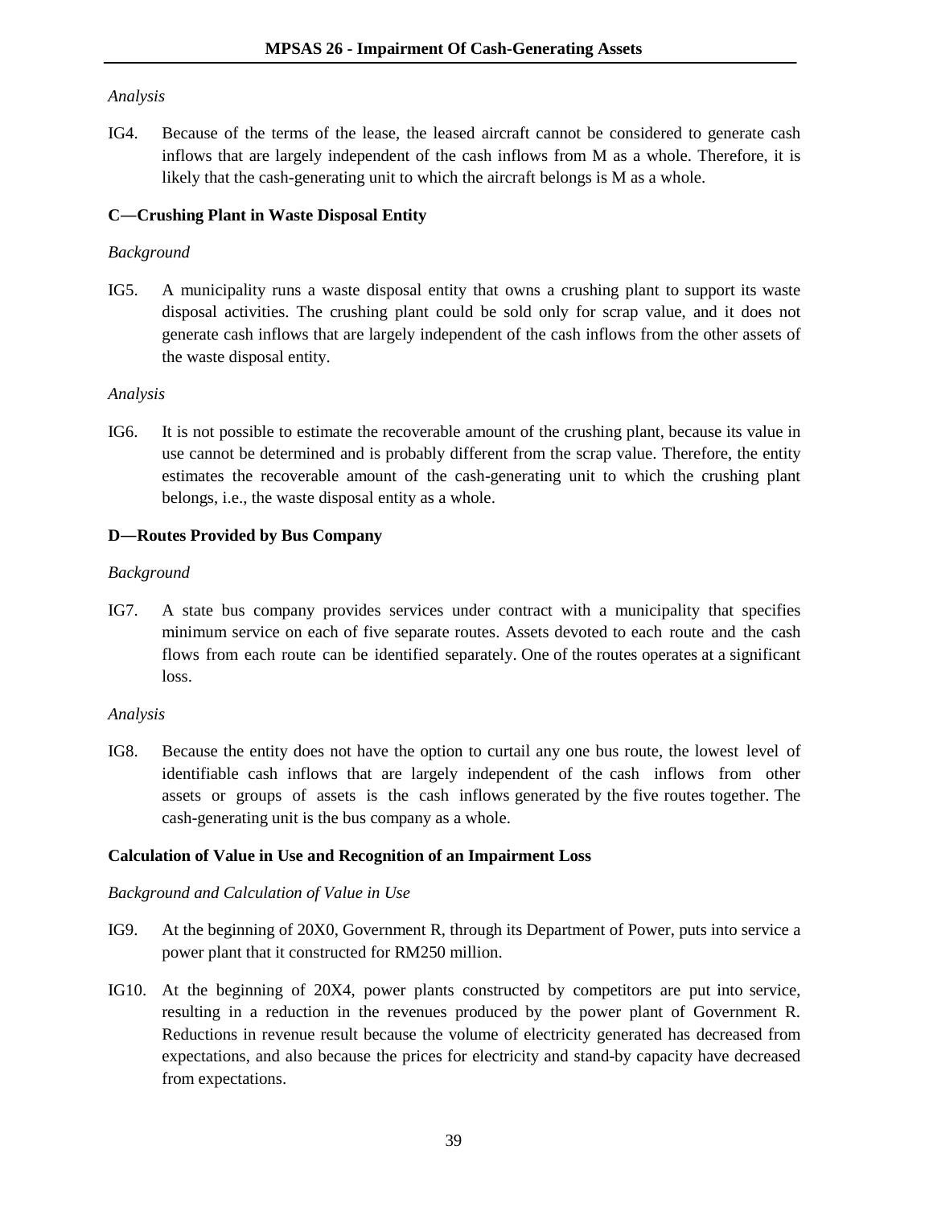*Analysis*

IG4. Because of the terms of the lease, the leased aircraft cannot be considered to generate cash inflows that are largely independent of the cash inflows from M as a whole. Therefore, it is likely that the cash-generating unit to which the aircraft belongs is M as a whole.

**C—Crushing Plant in Waste Disposal Entity**

*Background*

IG5. A municipality runs a waste disposal entity that owns a crushing plant to support its waste disposal activities. The crushing plant could be sold only for scrap value, and it does not generate cash inflows that are largely independent of the cash inflows from the other assets of the waste disposal entity.

*Analysis*

IG6. It is not possible to estimate the recoverable amount of the crushing plant, because its value in use cannot be determined and is probably different from the scrap value. Therefore, the entity estimates the recoverable amount of the cash-generating unit to which the crushing plant belongs, i.e., the waste disposal entity as a whole.

**D—Routes Provided by Bus Company**

*Background*

IG7. A state bus company provides services under contract with a municipality that specifies minimum service on each of five separate routes. Assets devoted to each route and the cash flows from each route can be identified separately. One of the routes operates at a significant loss.

*Analysis*

IG8. Because the entity does not have the option to curtail any one bus route, the lowest level of identifiable cash inflows that are largely independent of the cash inflows from other assets or groups of assets is the cash inflows generated by the five routes together. The cash-generating unit is the bus company as a whole.

**Calculation of Value in Use and Recognition of an Impairment Loss**

*Background and Calculation of Value in Use*

IG9. At the beginning of 20X0, Government R, through its Department of Power, puts into service a power plant that it constructed for RM250 million.

IG10. At the beginning of 20X4, power plants constructed by competitors are put into service, resulting in a reduction in the revenues produced by the power plant of Government R. Reductions in revenue result because the volume of electricity generated has decreased from expectations, and also because the prices for electricity and stand-by capacity have decreased from expectations.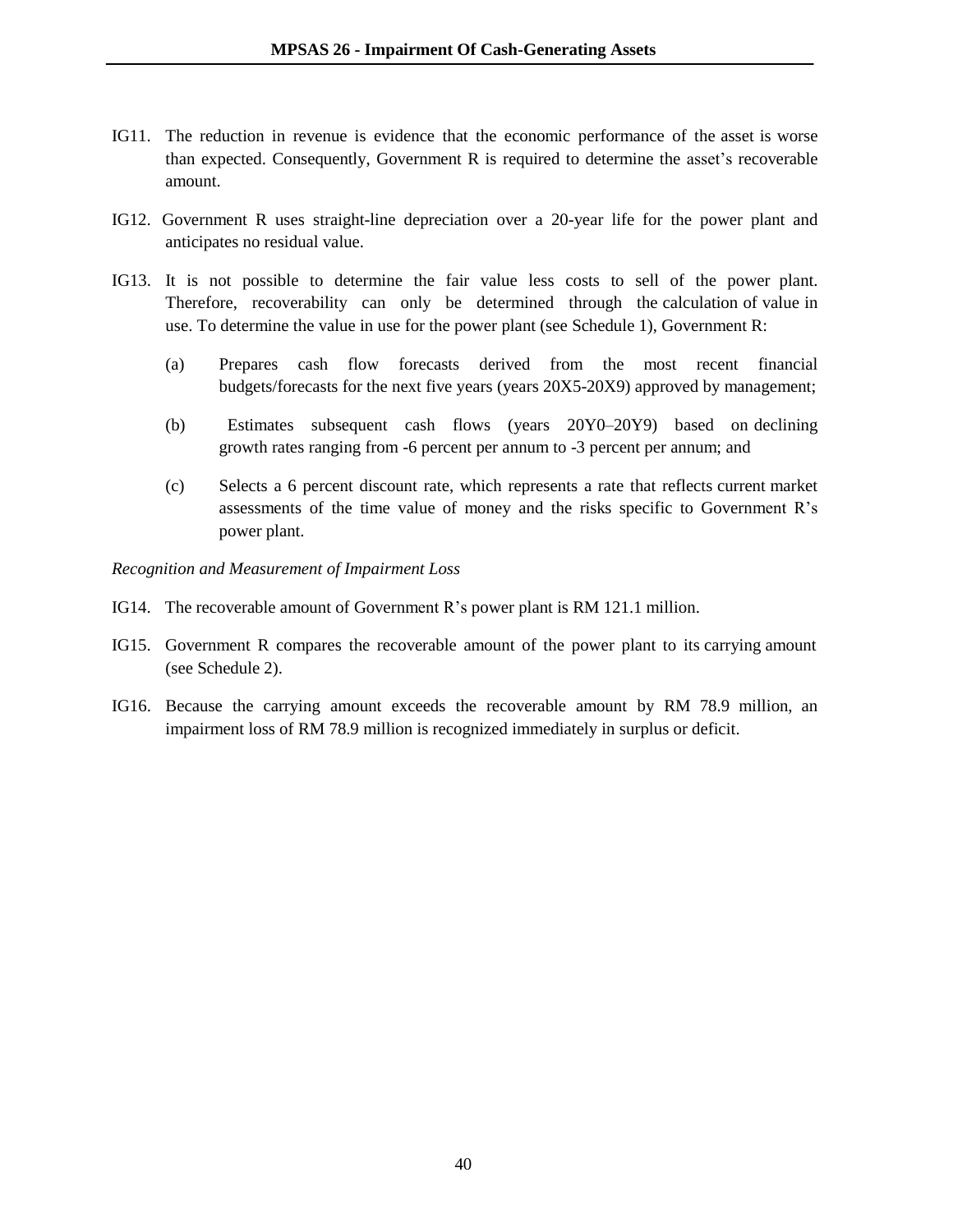IG11. The reduction in revenue is evidence that the economic performance of the asset is worse than expected. Consequently, Government R is required to determine the asset's recoverable amount.

IG12. Government R uses straight-line depreciation over a 20-year life for the power plant and anticipates no residual value.

IG13. It is not possible to determine the fair value less costs to sell of the power plant. Therefore, recoverability can only be determined through the calculation of value in use. To determine the value in use for the power plant (see Schedule 1), Government R:

(a) Prepares cash flow forecasts derived from the most recent financial budgets/forecasts for the next five years (years 20X5-20X9) approved by management;

(b) Estimates subsequent cash flows (years 20Y0–20Y9) based on declining growth rates ranging from -6 percent per annum to -3 percent per annum; and

(c) Selects a 6 percent discount rate, which represents a rate that reflects current market assessments of the time value of money and the risks specific to Government R's power plant.

*Recognition and Measurement of Impairment Loss*

IG14. The recoverable amount of Government R's power plant is RM 121.1 million.

IG15. Government R compares the recoverable amount of the power plant to its carrying amount (see Schedule 2).

IG16. Because the carrying amount exceeds the recoverable amount by RM 78.9 million, an impairment loss of RM 78.9 million is recognized immediately in surplus or deficit.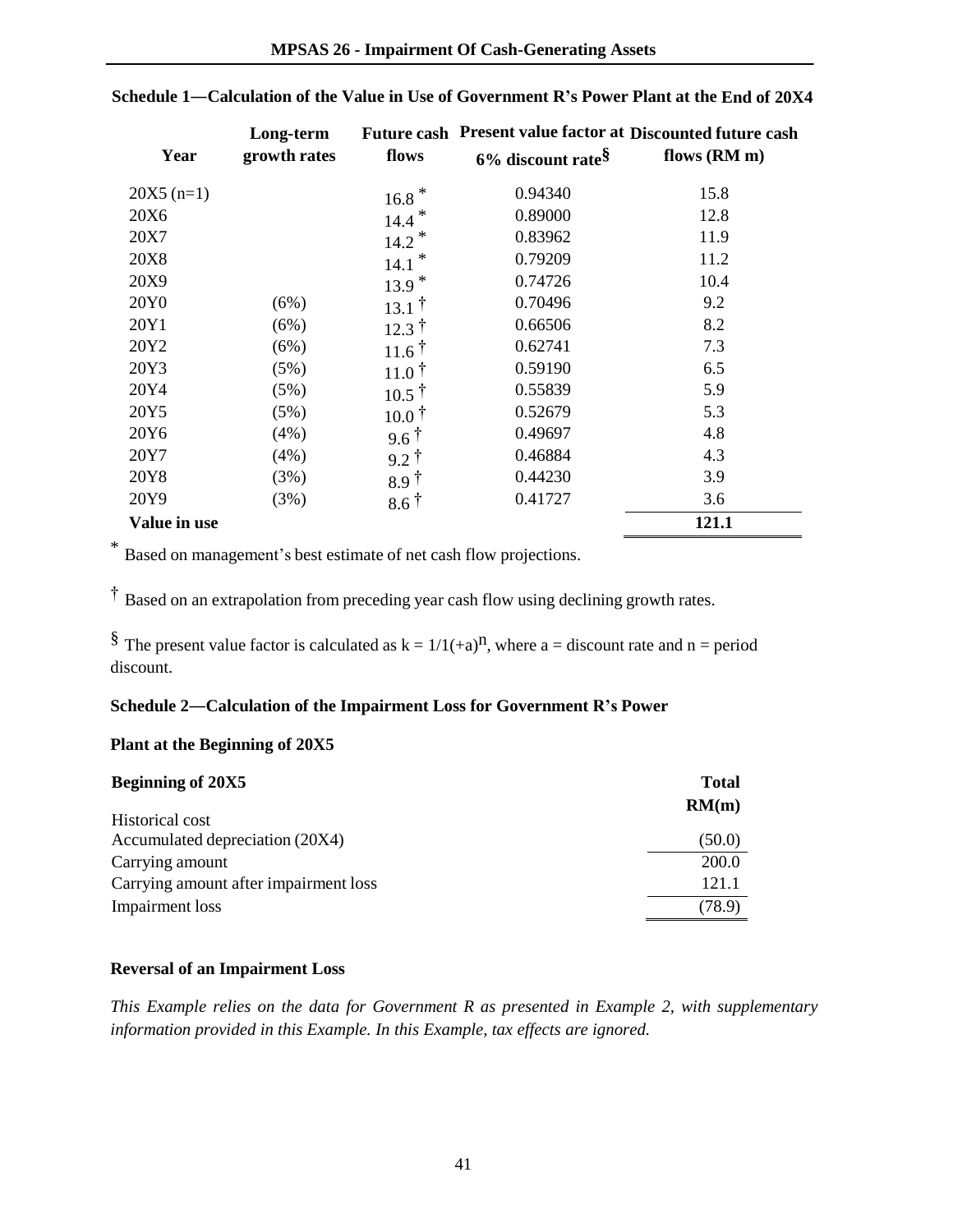**Schedule 1—Calculation of the Value in Use of Government R's Power Plant at the End of 20X4**

| Year | Long-term growth rates | Future cash flows | Present value factor at 6% discount rate§ | Discounted future cash flows (RM m) |
|---|---|---|---|---|
| 20X5 (n=1) | | 16.8 * | 0.94340 | 15.8 |
| 20X6 | | 14.4 * | 0.89000 | 12.8 |
| 20X7 | | 14.2 * | 0.83962 | 11.9 |
| 20X8 | | 14.1 * | 0.79209 | 11.2 |
| 20X9 | | 13.9 * | 0.74726 | 10.4 |
| 20Y0 | (6%) | 13.1 † | 0.70496 | 9.2 |
| 20Y1 | (6%) | 12.3 † | 0.66506 | 8.2 |
| 20Y2 | (6%) | 11.6 † | 0.62741 | 7.3 |
| 20Y3 | (5%) | 11.0 † | 0.59190 | 6.5 |
| 20Y4 | (5%) | 10.5 † | 0.55839 | 5.9 |
| 20Y5 | (5%) | 10.0 † | 0.52679 | 5.3 |
| 20Y6 | (4%) | 9.6 † | 0.49697 | 4.8 |
| 20Y7 | (4%) | 9.2 † | 0.46884 | 4.3 |
| 20Y8 | (3%) | 8.9 † | 0.44230 | 3.9 |
| 20Y9 | (3%) | 8.6 † | 0.41727 | 3.6 |
| **Value in use** | | | | **121.1** |

\* Based on management's best estimate of net cash flow projections.

† Based on an extrapolation from preceding year cash flow using declining growth rates.

§ The present value factor is calculated as $k = 1/1(+a)^n$, where a = discount rate and n = period discount.

**Schedule 2—Calculation of the Impairment Loss for Government R's Power**

**Plant at the Beginning of 20X5**

| Beginning of 20X5 | Total RM(m) |
|---|---|
| Historical cost | |
| Accumulated depreciation (20X4) | (50.0) |
| Carrying amount | 200.0 |
| Carrying amount after impairment loss | 121.1 |
| Impairment loss | (78.9) |

**Reversal of an Impairment Loss**

*This Example relies on the data for Government R as presented in Example 2, with supplementary information provided in this Example. In this Example, tax effects are ignored.*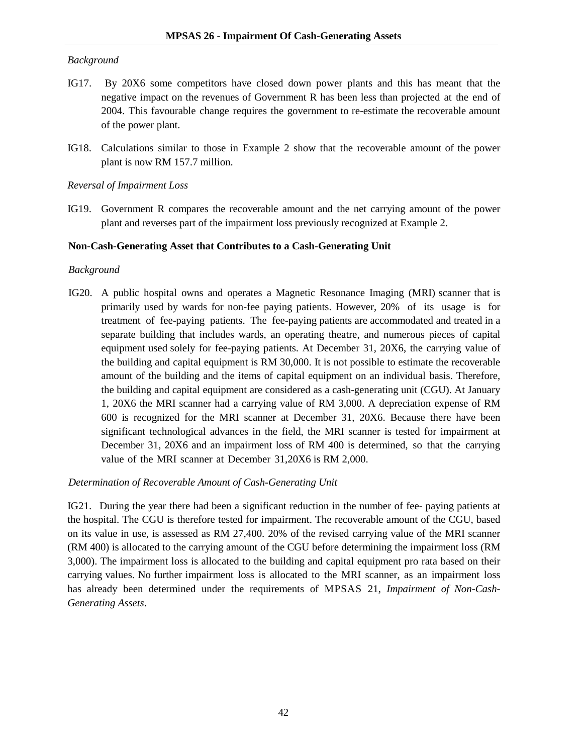*Background*

IG17. By 20X6 some competitors have closed down power plants and this has meant that the negative impact on the revenues of Government R has been less than projected at the end of 2004. This favourable change requires the government to re-estimate the recoverable amount of the power plant.

IG18. Calculations similar to those in Example 2 show that the recoverable amount of the power plant is now RM 157.7 million.

*Reversal of Impairment Loss*

IG19. Government R compares the recoverable amount and the net carrying amount of the power plant and reverses part of the impairment loss previously recognized at Example 2.

**Non-Cash-Generating Asset that Contributes to a Cash-Generating Unit**

*Background*

IG20. A public hospital owns and operates a Magnetic Resonance Imaging (MRI) scanner that is primarily used by wards for non-fee paying patients. However, 20% of its usage is for treatment of fee-paying patients. The fee-paying patients are accommodated and treated in a separate building that includes wards, an operating theatre, and numerous pieces of capital equipment used solely for fee-paying patients. At December 31, 20X6, the carrying value of the building and capital equipment is RM 30,000. It is not possible to estimate the recoverable amount of the building and the items of capital equipment on an individual basis. Therefore, the building and capital equipment are considered as a cash-generating unit (CGU). At January 1, 20X6 the MRI scanner had a carrying value of RM 3,000. A depreciation expense of RM 600 is recognized for the MRI scanner at December 31, 20X6. Because there have been significant technological advances in the field, the MRI scanner is tested for impairment at December 31, 20X6 and an impairment loss of RM 400 is determined, so that the carrying value of the MRI scanner at December 31,20X6 is RM 2,000.

*Determination of Recoverable Amount of Cash-Generating Unit*

IG21. During the year there had been a significant reduction in the number of fee- paying patients at the hospital. The CGU is therefore tested for impairment. The recoverable amount of the CGU, based on its value in use, is assessed as RM 27,400. 20% of the revised carrying value of the MRI scanner (RM 400) is allocated to the carrying amount of the CGU before determining the impairment loss (RM 3,000). The impairment loss is allocated to the building and capital equipment pro rata based on their carrying values. No further impairment loss is allocated to the MRI scanner, as an impairment loss has already been determined under the requirements of MPSAS 21, *Impairment of Non-Cash-Generating Assets*.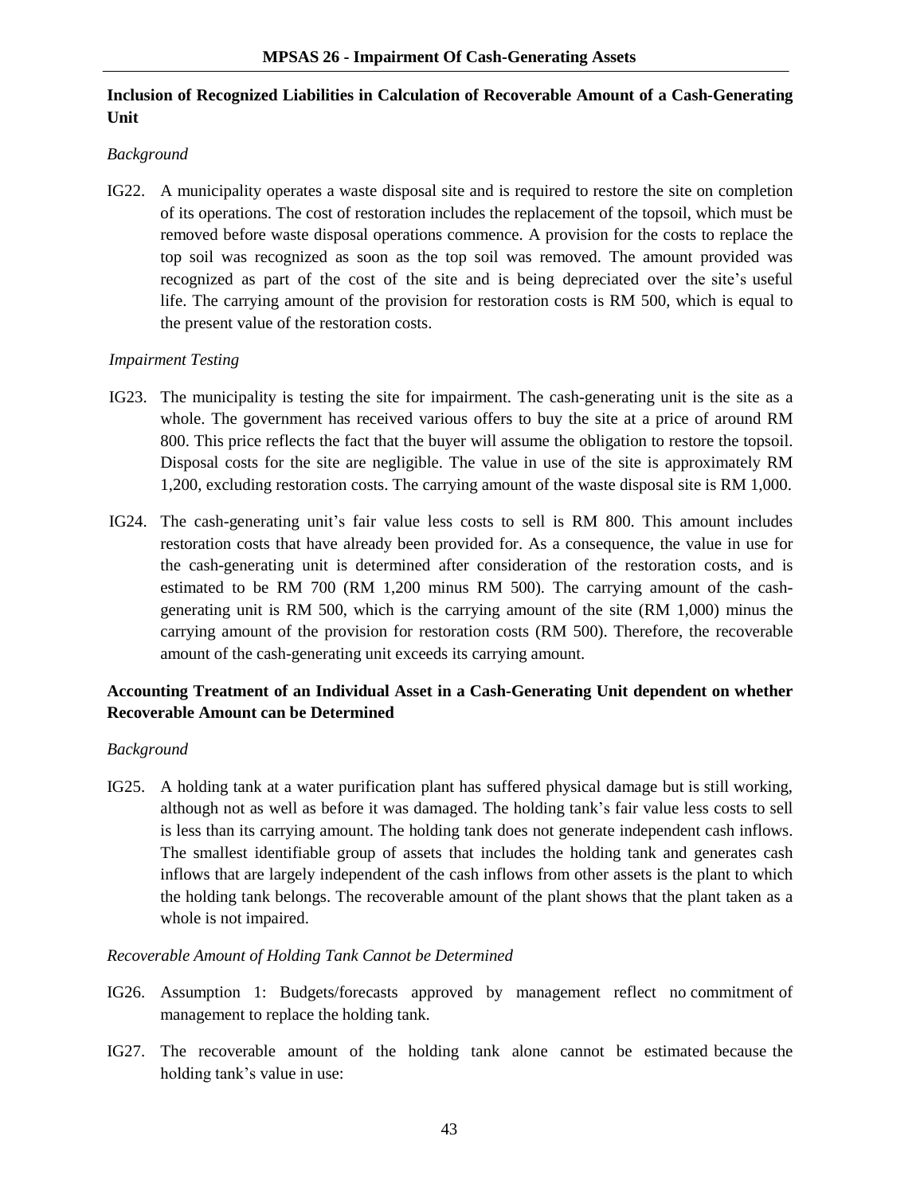**Inclusion of Recognized Liabilities in Calculation of Recoverable Amount of a Cash-Generating Unit**

*Background*

IG22. A municipality operates a waste disposal site and is required to restore the site on completion of its operations. The cost of restoration includes the replacement of the topsoil, which must be removed before waste disposal operations commence. A provision for the costs to replace the top soil was recognized as soon as the top soil was removed. The amount provided was recognized as part of the cost of the site and is being depreciated over the site's useful life. The carrying amount of the provision for restoration costs is RM 500, which is equal to the present value of the restoration costs.

*Impairment Testing*

IG23. The municipality is testing the site for impairment. The cash-generating unit is the site as a whole. The government has received various offers to buy the site at a price of around RM 800. This price reflects the fact that the buyer will assume the obligation to restore the topsoil. Disposal costs for the site are negligible. The value in use of the site is approximately RM 1,200, excluding restoration costs. The carrying amount of the waste disposal site is RM 1,000.

IG24. The cash-generating unit's fair value less costs to sell is RM 800. This amount includes restoration costs that have already been provided for. As a consequence, the value in use for the cash-generating unit is determined after consideration of the restoration costs, and is estimated to be RM 700 (RM 1,200 minus RM 500). The carrying amount of the cash-generating unit is RM 500, which is the carrying amount of the site (RM 1,000) minus the carrying amount of the provision for restoration costs (RM 500). Therefore, the recoverable amount of the cash-generating unit exceeds its carrying amount.

**Accounting Treatment of an Individual Asset in a Cash-Generating Unit dependent on whether Recoverable Amount can be Determined**

*Background*

IG25. A holding tank at a water purification plant has suffered physical damage but is still working, although not as well as before it was damaged. The holding tank's fair value less costs to sell is less than its carrying amount. The holding tank does not generate independent cash inflows. The smallest identifiable group of assets that includes the holding tank and generates cash inflows that are largely independent of the cash inflows from other assets is the plant to which the holding tank belongs. The recoverable amount of the plant shows that the plant taken as a whole is not impaired.

*Recoverable Amount of Holding Tank Cannot be Determined*

IG26. Assumption 1: Budgets/forecasts approved by management reflect no commitment of management to replace the holding tank.

IG27. The recoverable amount of the holding tank alone cannot be estimated because the holding tank's value in use: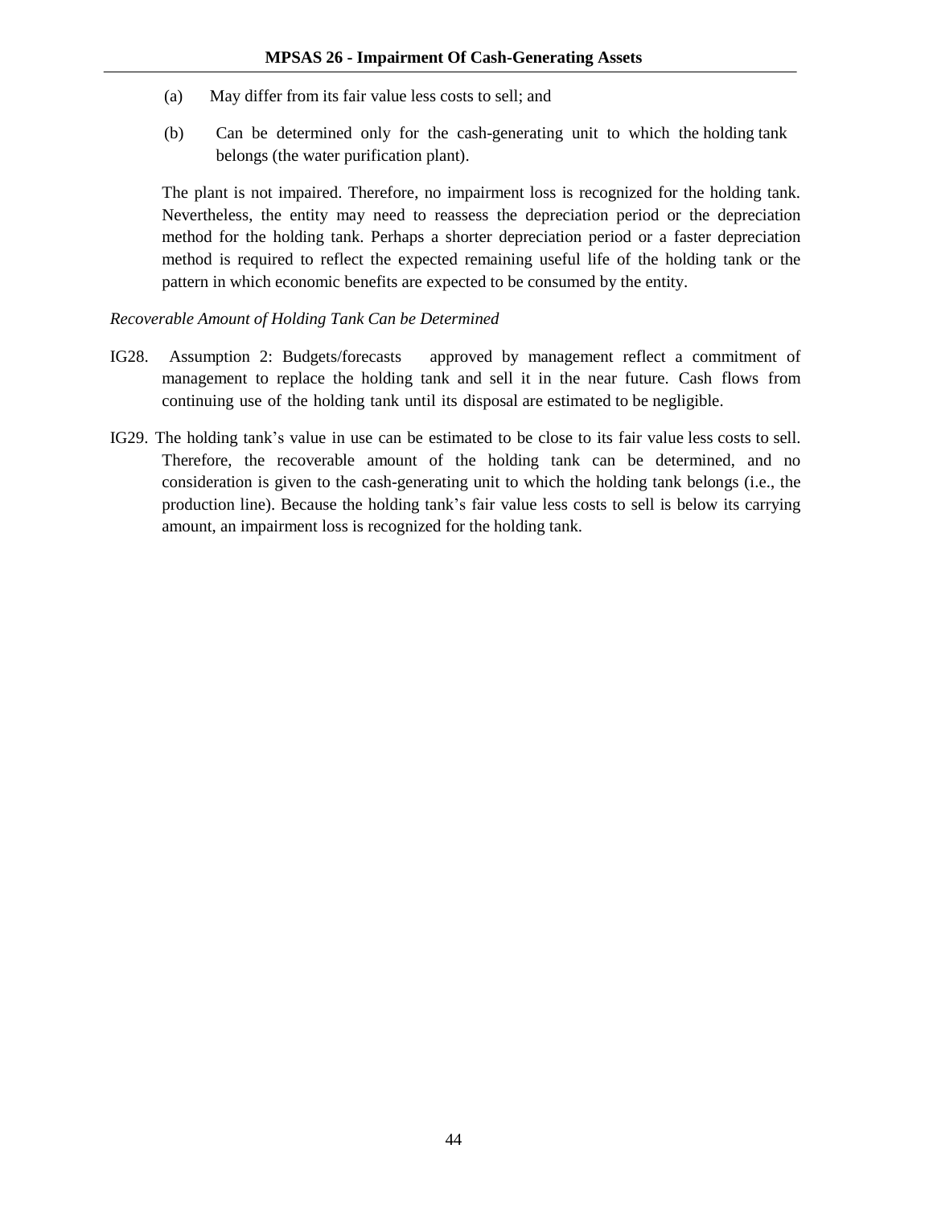(a) May differ from its fair value less costs to sell; and

(b) Can be determined only for the cash-generating unit to which the holding tank belongs (the water purification plant).

The plant is not impaired. Therefore, no impairment loss is recognized for the holding tank. Nevertheless, the entity may need to reassess the depreciation period or the depreciation method for the holding tank. Perhaps a shorter depreciation period or a faster depreciation method is required to reflect the expected remaining useful life of the holding tank or the pattern in which economic benefits are expected to be consumed by the entity.

*Recoverable Amount of Holding Tank Can be Determined*

IG28. Assumption 2: Budgets/forecasts approved by management reflect a commitment of management to replace the holding tank and sell it in the near future. Cash flows from continuing use of the holding tank until its disposal are estimated to be negligible.

IG29. The holding tank's value in use can be estimated to be close to its fair value less costs to sell. Therefore, the recoverable amount of the holding tank can be determined, and no consideration is given to the cash-generating unit to which the holding tank belongs (i.e., the production line). Because the holding tank's fair value less costs to sell is below its carrying amount, an impairment loss is recognized for the holding tank.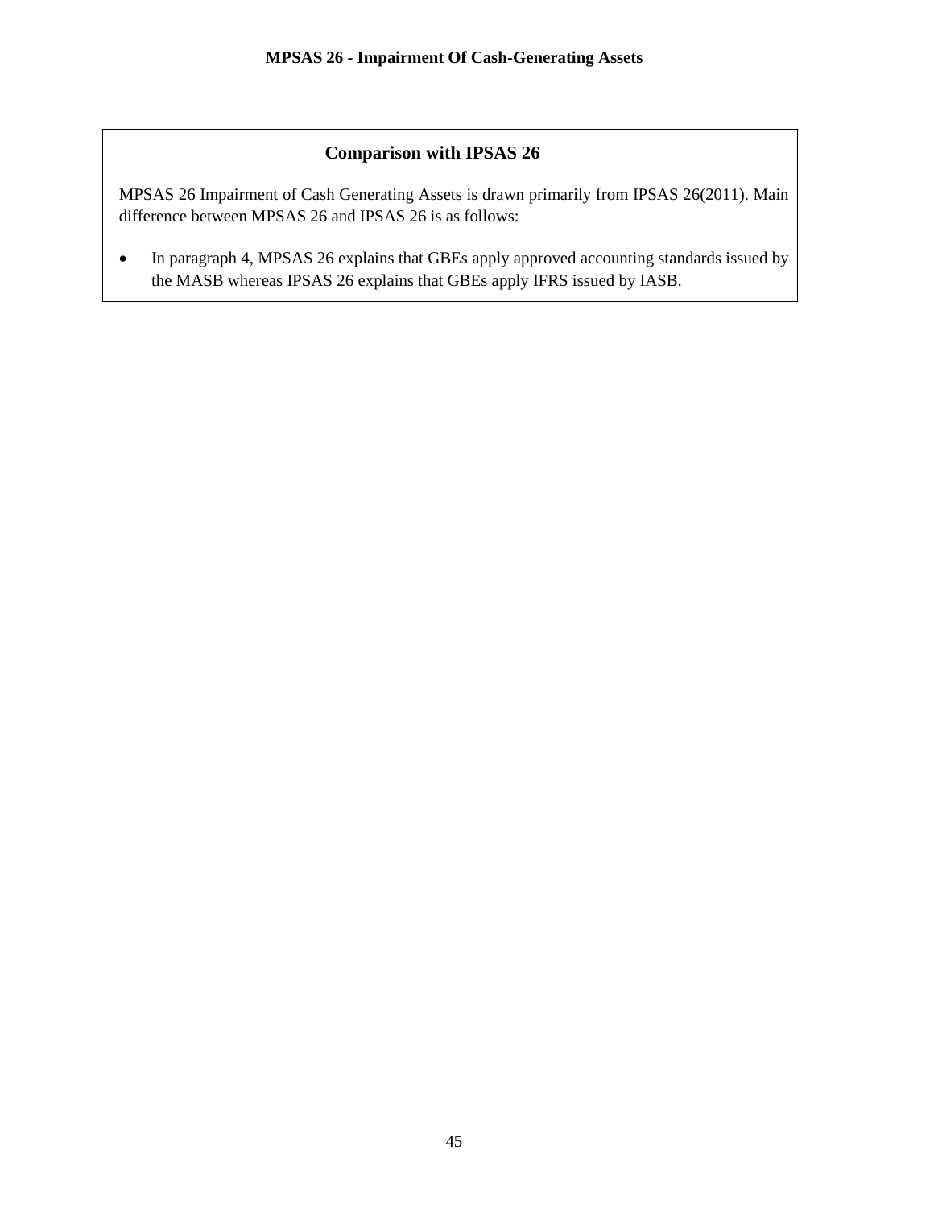## Comparison with IPSAS 26

MPSAS 26 Impairment of Cash Generating Assets is drawn primarily from IPSAS 26(2011). Main difference between MPSAS 26 and IPSAS 26 is as follows:

- In paragraph 4, MPSAS 26 explains that GBEs apply approved accounting standards issued by the MASB whereas IPSAS 26 explains that GBEs apply IFRS issued by IASB.